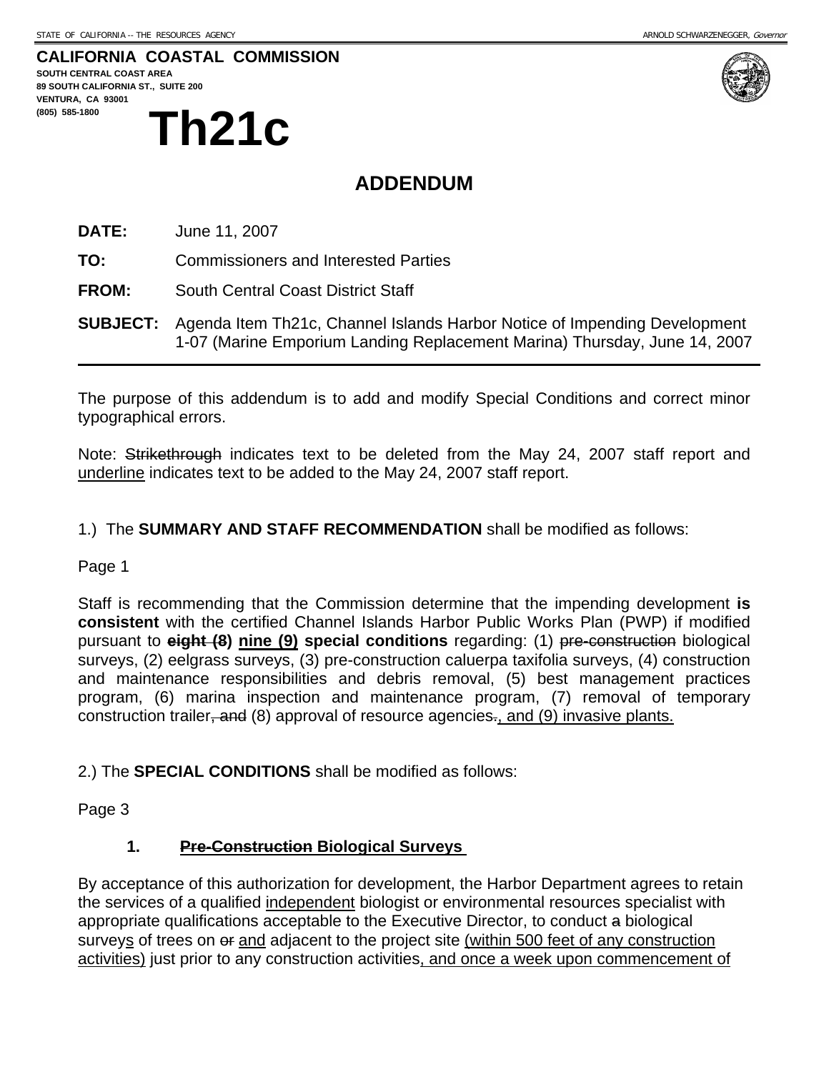STATE OF CALIFORNIA -- THE RESOURCES AGENCY ARNOLD SCHWARZENEGGER, *Governor*

**CALIFORNIA COASTAL COMMISSION**
**SOUTH CENTRAL COAST AREA**
**89 SOUTH CALIFORNIA ST., SUITE 200**
**VENTURA, CA 93001**
**(805) 585-1800**

# Th21c

## ADDENDUM

**DATE:** June 11, 2007

**TO:** Commissioners and Interested Parties

**FROM:** South Central Coast District Staff

**SUBJECT:** Agenda Item Th21c, Channel Islands Harbor Notice of Impending Development 1-07 (Marine Emporium Landing Replacement Marina) Thursday, June 14, 2007

---

The purpose of this addendum is to add and modify Special Conditions and correct minor typographical errors.

Note: ~~Strikethrough~~ indicates text to be deleted from the May 24, 2007 staff report and <u>underline</u> indicates text to be added to the May 24, 2007 staff report.

1.) The **SUMMARY AND STAFF RECOMMENDATION** shall be modified as follows:

Page 1

Staff is recommending that the Commission determine that the impending development **is consistent** with the certified Channel Islands Harbor Public Works Plan (PWP) if modified pursuant to **~~eight (8)~~ <u>nine (9)</u> special conditions** regarding: (1) ~~pre-construction~~ biological surveys, (2) eelgrass surveys, (3) pre-construction caluerpa taxifolia surveys, (4) construction and maintenance responsibilities and debris removal, (5) best management practices program, (6) marina inspection and maintenance program, (7) removal of temporary construction trailer~~, and~~ (8) approval of resource agencies~~.~~<u>, and (9) invasive plants.</u>

2.) The **SPECIAL CONDITIONS** shall be modified as follows:

Page 3

**1. ~~Pre-Construction~~ Biological Surveys**

By acceptance of this authorization for development, the Harbor Department agrees to retain the services of a qualified <u>independent</u> biologist or environmental resources specialist with appropriate qualifications acceptable to the Executive Director, to conduct ~~a~~ biological survey<u>s</u> of trees on ~~or~~ <u>and</u> adjacent to the project site <u>(within 500 feet of any construction activities)</u> just prior to any construction activities<u>, and once a week upon commencement of</u>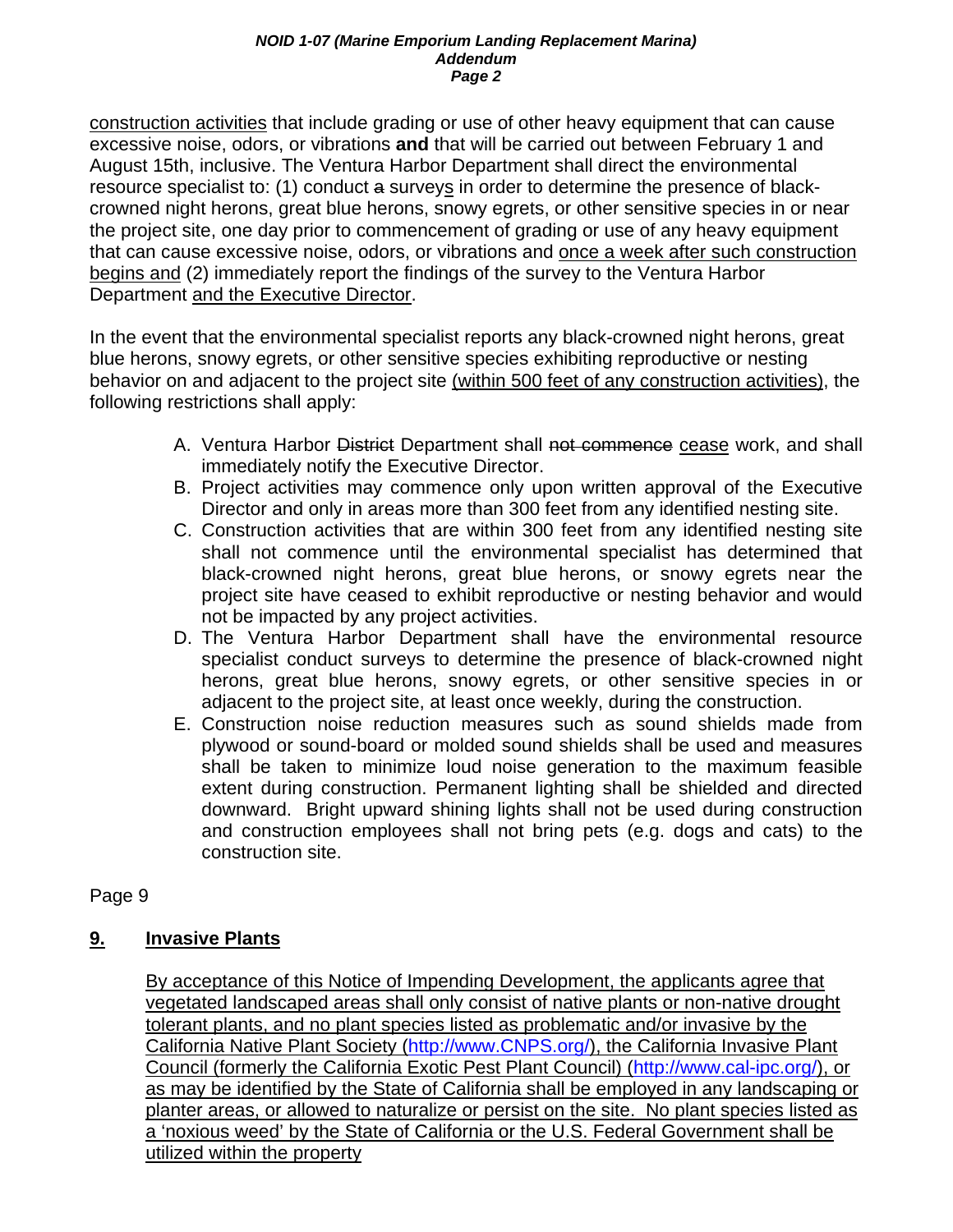construction activities that include grading or use of other heavy equipment that can cause excessive noise, odors, or vibrations **and** that will be carried out between February 1 and August 15th, inclusive. The Ventura Harbor Department shall direct the environmental resource specialist to: (1) conduct ~~a~~ surveys in order to determine the presence of black-crowned night herons, great blue herons, snowy egrets, or other sensitive species in or near the project site, one day prior to commencement of grading or use of any heavy equipment that can cause excessive noise, odors, or vibrations and once a week after such construction begins and (2) immediately report the findings of the survey to the Ventura Harbor Department and the Executive Director.

In the event that the environmental specialist reports any black-crowned night herons, great blue herons, snowy egrets, or other sensitive species exhibiting reproductive or nesting behavior on and adjacent to the project site (within 500 feet of any construction activities), the following restrictions shall apply:

A. Ventura Harbor ~~District~~ Department shall ~~not commence~~ cease work, and shall immediately notify the Executive Director.
B. Project activities may commence only upon written approval of the Executive Director and only in areas more than 300 feet from any identified nesting site.
C. Construction activities that are within 300 feet from any identified nesting site shall not commence until the environmental specialist has determined that black-crowned night herons, great blue herons, or snowy egrets near the project site have ceased to exhibit reproductive or nesting behavior and would not be impacted by any project activities.
D. The Ventura Harbor Department shall have the environmental resource specialist conduct surveys to determine the presence of black-crowned night herons, great blue herons, snowy egrets, or other sensitive species in or adjacent to the project site, at least once weekly, during the construction.
E. Construction noise reduction measures such as sound shields made from plywood or sound-board or molded sound shields shall be used and measures shall be taken to minimize loud noise generation to the maximum feasible extent during construction. Permanent lighting shall be shielded and directed downward. Bright upward shining lights shall not be used during construction and construction employees shall not bring pets (e.g. dogs and cats) to the construction site.

Page 9

## 9. Invasive Plants

By acceptance of this Notice of Impending Development, the applicants agree that vegetated landscaped areas shall only consist of native plants or non-native drought tolerant plants, and no plant species listed as problematic and/or invasive by the California Native Plant Society (http://www.CNPS.org/), the California Invasive Plant Council (formerly the California Exotic Pest Plant Council) (http://www.cal-ipc.org/), or as may be identified by the State of California shall be employed in any landscaping or planter areas, or allowed to naturalize or persist on the site. No plant species listed as a 'noxious weed' by the State of California or the U.S. Federal Government shall be utilized within the property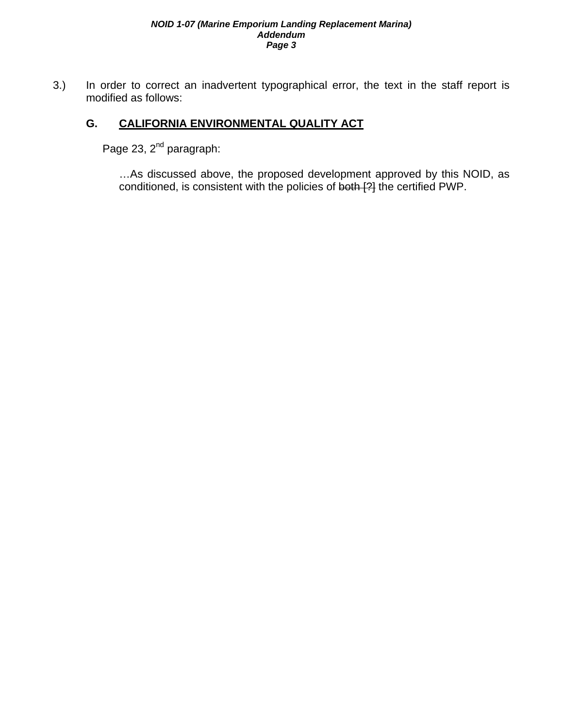3.) In order to correct an inadvertent typographical error, the text in the staff report is modified as follows:

**G. <u>CALIFORNIA ENVIRONMENTAL QUALITY ACT</u>**

Page 23, 2nd paragraph:

…As discussed above, the proposed development approved by this NOID, as conditioned, is consistent with the policies of ~~both [?]~~ the certified PWP.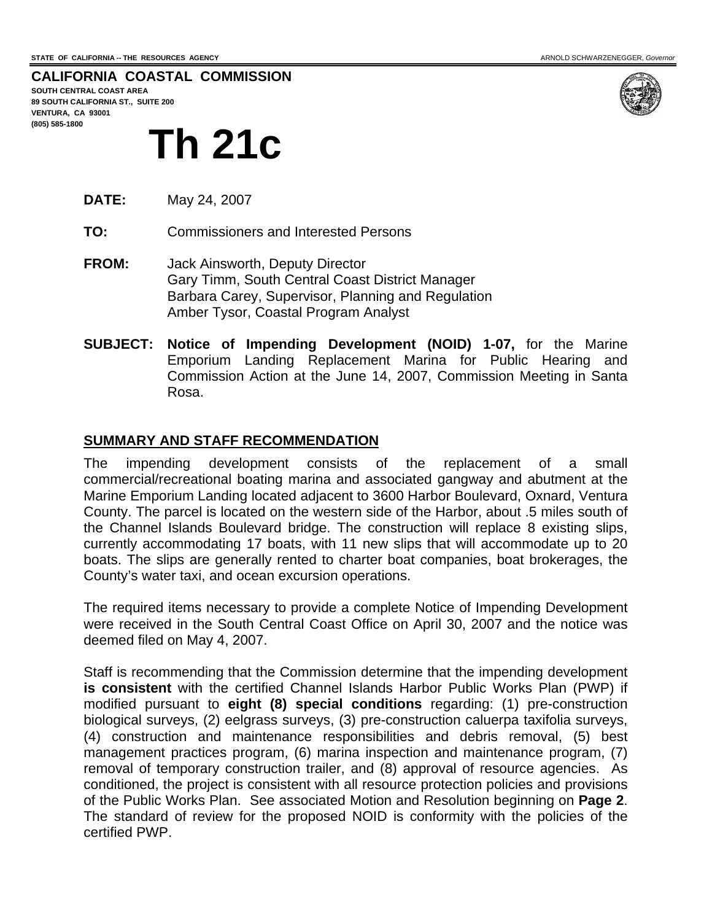STATE OF CALIFORNIA -- THE RESOURCES AGENCY ARNOLD SCHWARZENEGGER, *Governor*

**CALIFORNIA COASTAL COMMISSION**
**SOUTH CENTRAL COAST AREA**
**89 SOUTH CALIFORNIA ST., SUITE 200**
**VENTURA, CA 93001**
**(805) 585-1800**

# Th 21c

**DATE:** May 24, 2007

**TO:** Commissioners and Interested Persons

**FROM:** Jack Ainsworth, Deputy Director
Gary Timm, South Central Coast District Manager
Barbara Carey, Supervisor, Planning and Regulation
Amber Tysor, Coastal Program Analyst

**SUBJECT:** **Notice of Impending Development (NOID) 1-07,** for the Marine Emporium Landing Replacement Marina for Public Hearing and Commission Action at the June 14, 2007, Commission Meeting in Santa Rosa.

## SUMMARY AND STAFF RECOMMENDATION

The impending development consists of the replacement of a small commercial/recreational boating marina and associated gangway and abutment at the Marine Emporium Landing located adjacent to 3600 Harbor Boulevard, Oxnard, Ventura County. The parcel is located on the western side of the Harbor, about .5 miles south of the Channel Islands Boulevard bridge. The construction will replace 8 existing slips, currently accommodating 17 boats, with 11 new slips that will accommodate up to 20 boats. The slips are generally rented to charter boat companies, boat brokerages, the County's water taxi, and ocean excursion operations.

The required items necessary to provide a complete Notice of Impending Development were received in the South Central Coast Office on April 30, 2007 and the notice was deemed filed on May 4, 2007.

Staff is recommending that the Commission determine that the impending development **is consistent** with the certified Channel Islands Harbor Public Works Plan (PWP) if modified pursuant to **eight (8) special conditions** regarding: (1) pre-construction biological surveys, (2) eelgrass surveys, (3) pre-construction caluerpa taxifolia surveys, (4) construction and maintenance responsibilities and debris removal, (5) best management practices program, (6) marina inspection and maintenance program, (7) removal of temporary construction trailer, and (8) approval of resource agencies. As conditioned, the project is consistent with all resource protection policies and provisions of the Public Works Plan. See associated Motion and Resolution beginning on **Page 2**. The standard of review for the proposed NOID is conformity with the policies of the certified PWP.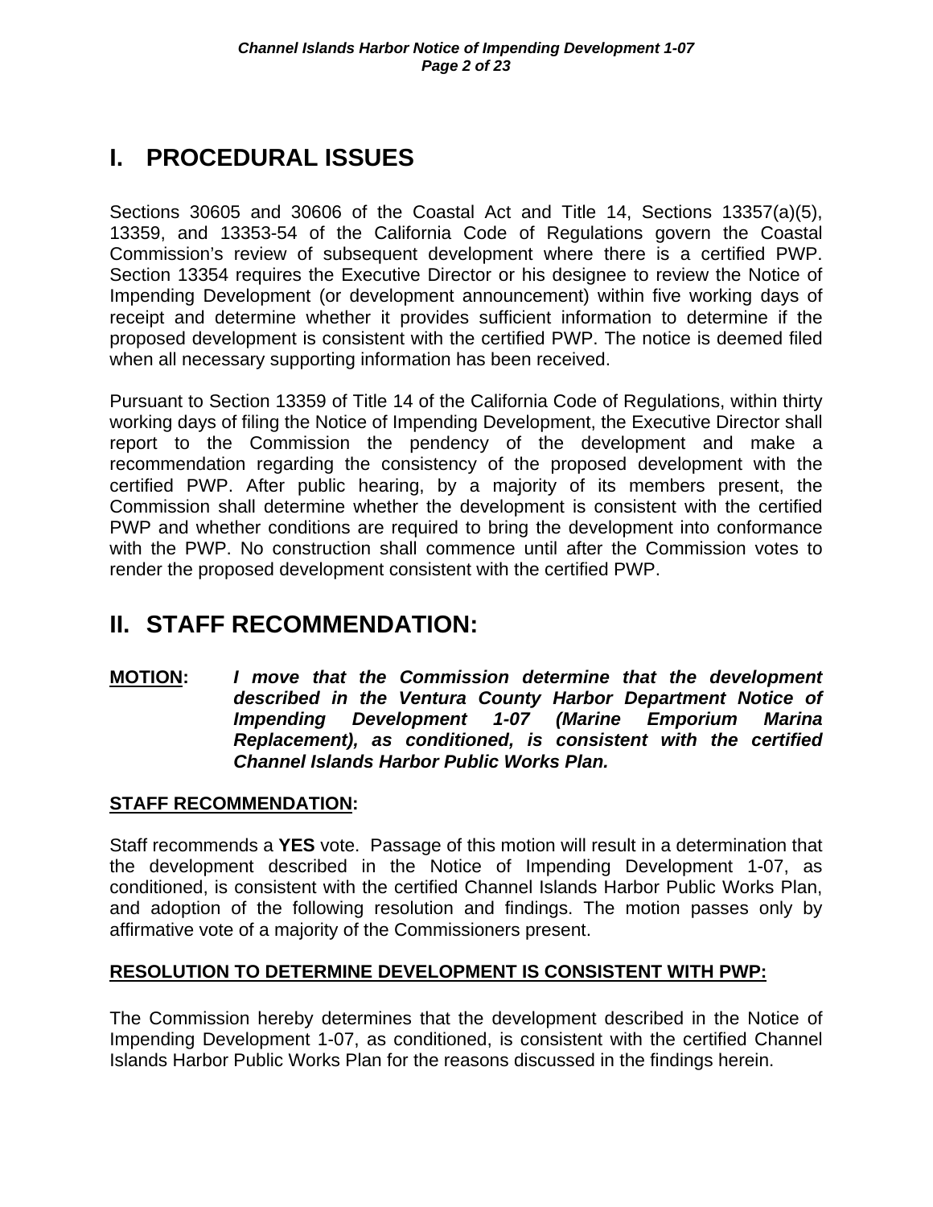# I. PROCEDURAL ISSUES

Sections 30605 and 30606 of the Coastal Act and Title 14, Sections 13357(a)(5), 13359, and 13353-54 of the California Code of Regulations govern the Coastal Commission's review of subsequent development where there is a certified PWP. Section 13354 requires the Executive Director or his designee to review the Notice of Impending Development (or development announcement) within five working days of receipt and determine whether it provides sufficient information to determine if the proposed development is consistent with the certified PWP. The notice is deemed filed when all necessary supporting information has been received.

Pursuant to Section 13359 of Title 14 of the California Code of Regulations, within thirty working days of filing the Notice of Impending Development, the Executive Director shall report to the Commission the pendency of the development and make a recommendation regarding the consistency of the proposed development with the certified PWP. After public hearing, by a majority of its members present, the Commission shall determine whether the development is consistent with the certified PWP and whether conditions are required to bring the development into conformance with the PWP. No construction shall commence until after the Commission votes to render the proposed development consistent with the certified PWP.

# II. STAFF RECOMMENDATION:

**MOTION:** ***I move that the Commission determine that the development described in the Ventura County Harbor Department Notice of Impending Development 1-07 (Marine Emporium Marina Replacement), as conditioned, is consistent with the certified Channel Islands Harbor Public Works Plan.***

**STAFF RECOMMENDATION:**

Staff recommends a **YES** vote. Passage of this motion will result in a determination that the development described in the Notice of Impending Development 1-07, as conditioned, is consistent with the certified Channel Islands Harbor Public Works Plan, and adoption of the following resolution and findings. The motion passes only by affirmative vote of a majority of the Commissioners present.

**RESOLUTION TO DETERMINE DEVELOPMENT IS CONSISTENT WITH PWP:**

The Commission hereby determines that the development described in the Notice of Impending Development 1-07, as conditioned, is consistent with the certified Channel Islands Harbor Public Works Plan for the reasons discussed in the findings herein.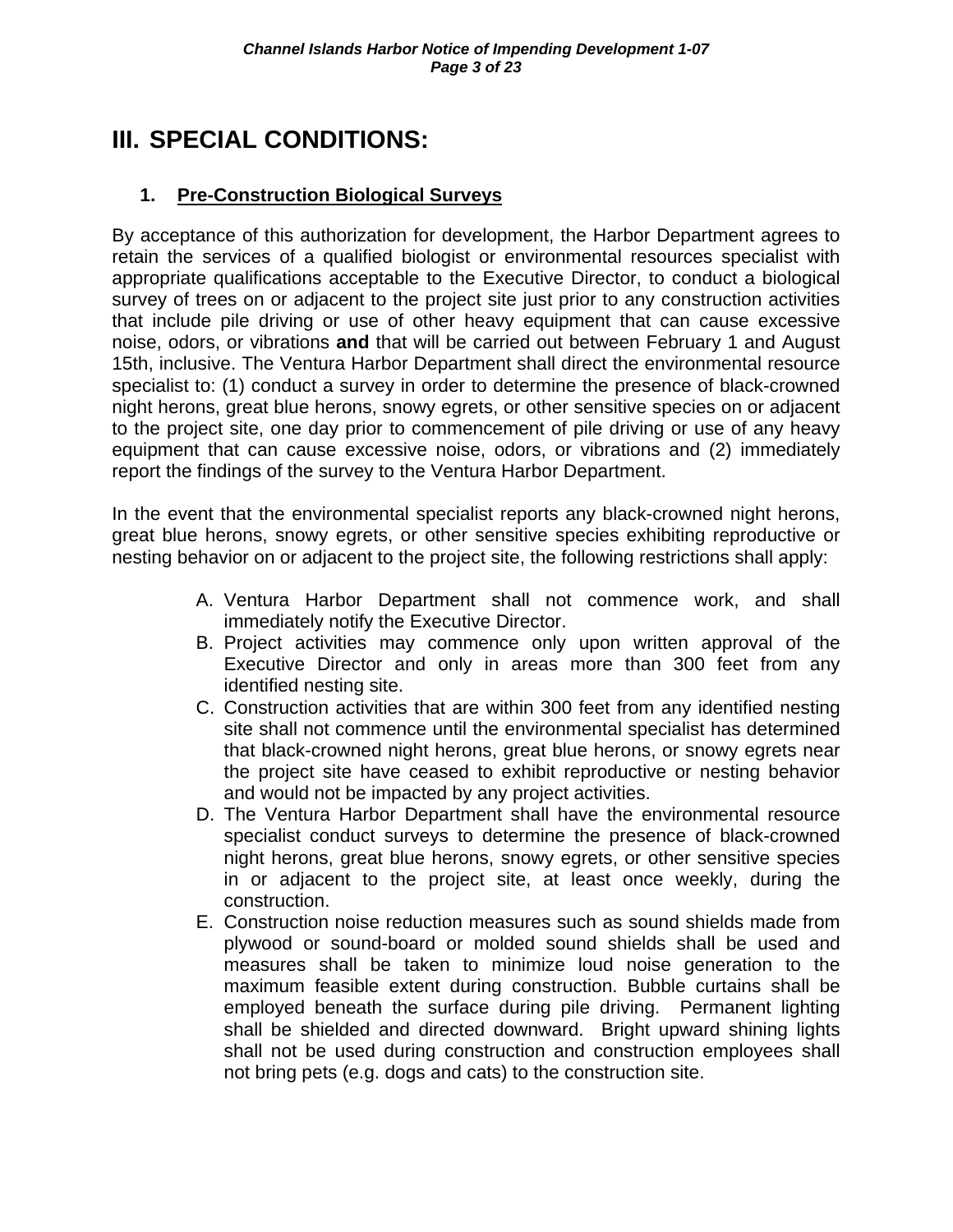# III. SPECIAL CONDITIONS:

## 1. Pre-Construction Biological Surveys

By acceptance of this authorization for development, the Harbor Department agrees to retain the services of a qualified biologist or environmental resources specialist with appropriate qualifications acceptable to the Executive Director, to conduct a biological survey of trees on or adjacent to the project site just prior to any construction activities that include pile driving or use of other heavy equipment that can cause excessive noise, odors, or vibrations **and** that will be carried out between February 1 and August 15th, inclusive. The Ventura Harbor Department shall direct the environmental resource specialist to: (1) conduct a survey in order to determine the presence of black-crowned night herons, great blue herons, snowy egrets, or other sensitive species on or adjacent to the project site, one day prior to commencement of pile driving or use of any heavy equipment that can cause excessive noise, odors, or vibrations and (2) immediately report the findings of the survey to the Ventura Harbor Department.

In the event that the environmental specialist reports any black-crowned night herons, great blue herons, snowy egrets, or other sensitive species exhibiting reproductive or nesting behavior on or adjacent to the project site, the following restrictions shall apply:

A. Ventura Harbor Department shall not commence work, and shall immediately notify the Executive Director.
B. Project activities may commence only upon written approval of the Executive Director and only in areas more than 300 feet from any identified nesting site.
C. Construction activities that are within 300 feet from any identified nesting site shall not commence until the environmental specialist has determined that black-crowned night herons, great blue herons, or snowy egrets near the project site have ceased to exhibit reproductive or nesting behavior and would not be impacted by any project activities.
D. The Ventura Harbor Department shall have the environmental resource specialist conduct surveys to determine the presence of black-crowned night herons, great blue herons, snowy egrets, or other sensitive species in or adjacent to the project site, at least once weekly, during the construction.
E. Construction noise reduction measures such as sound shields made from plywood or sound-board or molded sound shields shall be used and measures shall be taken to minimize loud noise generation to the maximum feasible extent during construction. Bubble curtains shall be employed beneath the surface during pile driving. Permanent lighting shall be shielded and directed downward. Bright upward shining lights shall not be used during construction and construction employees shall not bring pets (e.g. dogs and cats) to the construction site.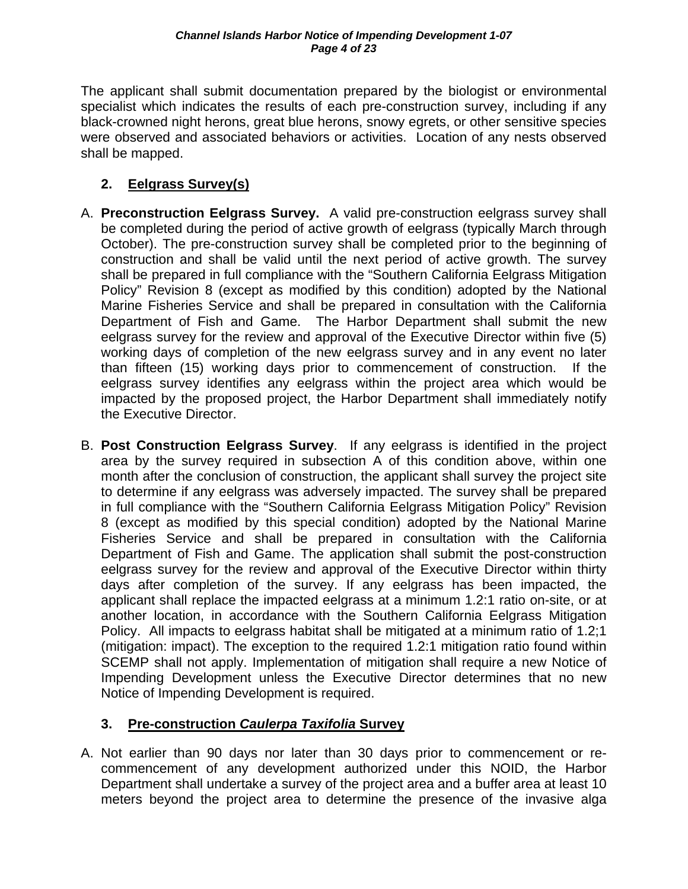The applicant shall submit documentation prepared by the biologist or environmental specialist which indicates the results of each pre-construction survey, including if any black-crowned night herons, great blue herons, snowy egrets, or other sensitive species were observed and associated behaviors or activities. Location of any nests observed shall be mapped.

### 2. Eelgrass Survey(s)

A. **Preconstruction Eelgrass Survey.** A valid pre-construction eelgrass survey shall be completed during the period of active growth of eelgrass (typically March through October). The pre-construction survey shall be completed prior to the beginning of construction and shall be valid until the next period of active growth. The survey shall be prepared in full compliance with the "Southern California Eelgrass Mitigation Policy" Revision 8 (except as modified by this condition) adopted by the National Marine Fisheries Service and shall be prepared in consultation with the California Department of Fish and Game. The Harbor Department shall submit the new eelgrass survey for the review and approval of the Executive Director within five (5) working days of completion of the new eelgrass survey and in any event no later than fifteen (15) working days prior to commencement of construction. If the eelgrass survey identifies any eelgrass within the project area which would be impacted by the proposed project, the Harbor Department shall immediately notify the Executive Director.

B. **Post Construction Eelgrass Survey**. If any eelgrass is identified in the project area by the survey required in subsection A of this condition above, within one month after the conclusion of construction, the applicant shall survey the project site to determine if any eelgrass was adversely impacted. The survey shall be prepared in full compliance with the "Southern California Eelgrass Mitigation Policy" Revision 8 (except as modified by this special condition) adopted by the National Marine Fisheries Service and shall be prepared in consultation with the California Department of Fish and Game. The application shall submit the post-construction eelgrass survey for the review and approval of the Executive Director within thirty days after completion of the survey. If any eelgrass has been impacted, the applicant shall replace the impacted eelgrass at a minimum 1.2:1 ratio on-site, or at another location, in accordance with the Southern California Eelgrass Mitigation Policy. All impacts to eelgrass habitat shall be mitigated at a minimum ratio of 1.2;1 (mitigation: impact). The exception to the required 1.2:1 mitigation ratio found within SCEMP shall not apply. Implementation of mitigation shall require a new Notice of Impending Development unless the Executive Director determines that no new Notice of Impending Development is required.

### 3. Pre-construction *Caulerpa Taxifolia* Survey

A. Not earlier than 90 days nor later than 30 days prior to commencement or re-commencement of any development authorized under this NOID, the Harbor Department shall undertake a survey of the project area and a buffer area at least 10 meters beyond the project area to determine the presence of the invasive alga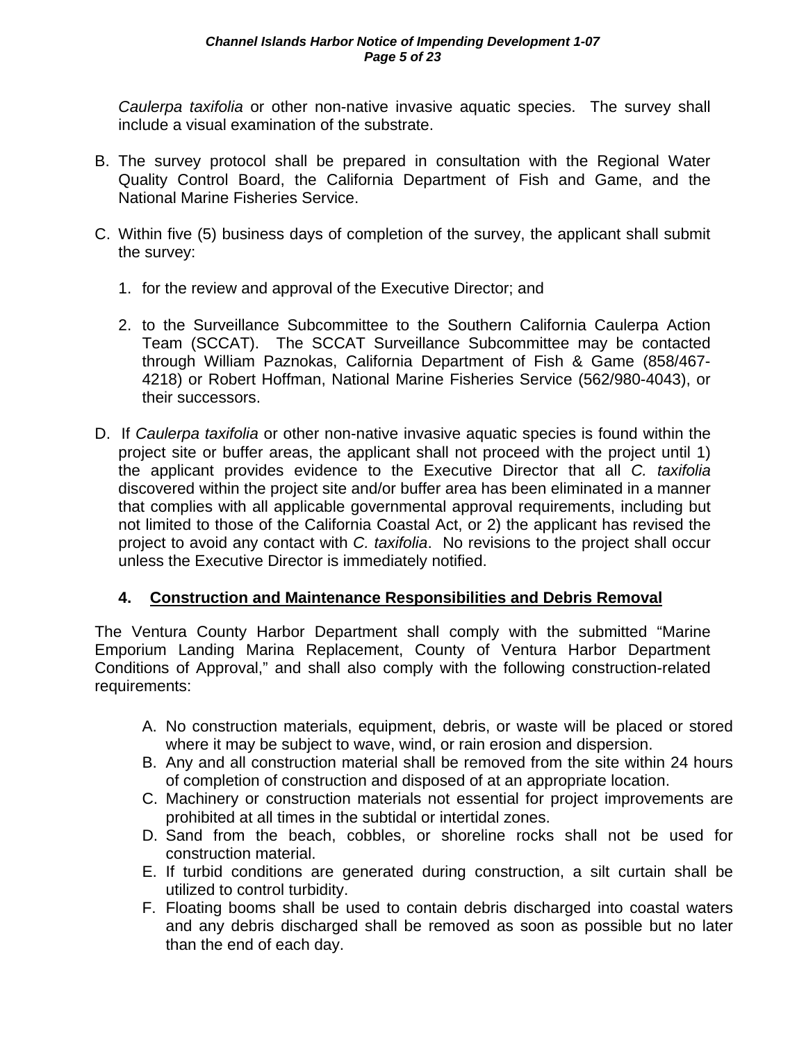*Caulerpa taxifolia* or other non-native invasive aquatic species. The survey shall include a visual examination of the substrate.

B. The survey protocol shall be prepared in consultation with the Regional Water Quality Control Board, the California Department of Fish and Game, and the National Marine Fisheries Service.

C. Within five (5) business days of completion of the survey, the applicant shall submit the survey:

   1. for the review and approval of the Executive Director; and

   2. to the Surveillance Subcommittee to the Southern California Caulerpa Action Team (SCCAT). The SCCAT Surveillance Subcommittee may be contacted through William Paznokas, California Department of Fish & Game (858/467-4218) or Robert Hoffman, National Marine Fisheries Service (562/980-4043), or their successors.

D. If *Caulerpa taxifolia* or other non-native invasive aquatic species is found within the project site or buffer areas, the applicant shall not proceed with the project until 1) the applicant provides evidence to the Executive Director that all *C. taxifolia* discovered within the project site and/or buffer area has been eliminated in a manner that complies with all applicable governmental approval requirements, including but not limited to those of the California Coastal Act, or 2) the applicant has revised the project to avoid any contact with *C. taxifolia*. No revisions to the project shall occur unless the Executive Director is immediately notified.

### 4. Construction and Maintenance Responsibilities and Debris Removal

The Ventura County Harbor Department shall comply with the submitted "Marine Emporium Landing Marina Replacement, County of Ventura Harbor Department Conditions of Approval," and shall also comply with the following construction-related requirements:

A. No construction materials, equipment, debris, or waste will be placed or stored where it may be subject to wave, wind, or rain erosion and dispersion.
B. Any and all construction material shall be removed from the site within 24 hours of completion of construction and disposed of at an appropriate location.
C. Machinery or construction materials not essential for project improvements are prohibited at all times in the subtidal or intertidal zones.
D. Sand from the beach, cobbles, or shoreline rocks shall not be used for construction material.
E. If turbid conditions are generated during construction, a silt curtain shall be utilized to control turbidity.
F. Floating booms shall be used to contain debris discharged into coastal waters and any debris discharged shall be removed as soon as possible but no later than the end of each day.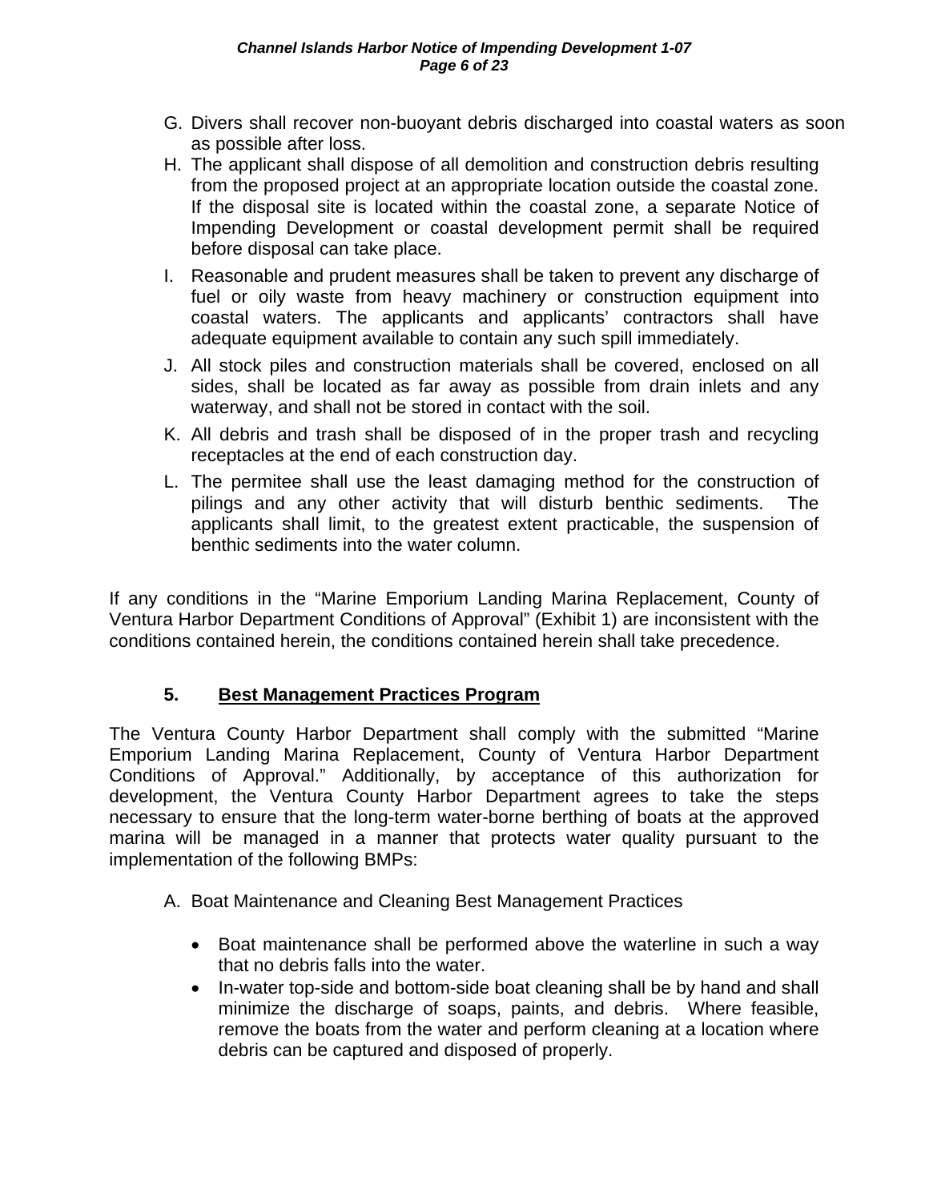G. Divers shall recover non-buoyant debris discharged into coastal waters as soon as possible after loss.

H. The applicant shall dispose of all demolition and construction debris resulting from the proposed project at an appropriate location outside the coastal zone. If the disposal site is located within the coastal zone, a separate Notice of Impending Development or coastal development permit shall be required before disposal can take place.

I. Reasonable and prudent measures shall be taken to prevent any discharge of fuel or oily waste from heavy machinery or construction equipment into coastal waters. The applicants and applicants' contractors shall have adequate equipment available to contain any such spill immediately.

J. All stock piles and construction materials shall be covered, enclosed on all sides, shall be located as far away as possible from drain inlets and any waterway, and shall not be stored in contact with the soil.

K. All debris and trash shall be disposed of in the proper trash and recycling receptacles at the end of each construction day.

L. The permitee shall use the least damaging method for the construction of pilings and any other activity that will disturb benthic sediments. The applicants shall limit, to the greatest extent practicable, the suspension of benthic sediments into the water column.

If any conditions in the "Marine Emporium Landing Marina Replacement, County of Ventura Harbor Department Conditions of Approval" (Exhibit 1) are inconsistent with the conditions contained herein, the conditions contained herein shall take precedence.

## 5. Best Management Practices Program

The Ventura County Harbor Department shall comply with the submitted "Marine Emporium Landing Marina Replacement, County of Ventura Harbor Department Conditions of Approval." Additionally, by acceptance of this authorization for development, the Ventura County Harbor Department agrees to take the steps necessary to ensure that the long-term water-borne berthing of boats at the approved marina will be managed in a manner that protects water quality pursuant to the implementation of the following BMPs:

A. Boat Maintenance and Cleaning Best Management Practices

- Boat maintenance shall be performed above the waterline in such a way that no debris falls into the water.
- In-water top-side and bottom-side boat cleaning shall be by hand and shall minimize the discharge of soaps, paints, and debris. Where feasible, remove the boats from the water and perform cleaning at a location where debris can be captured and disposed of properly.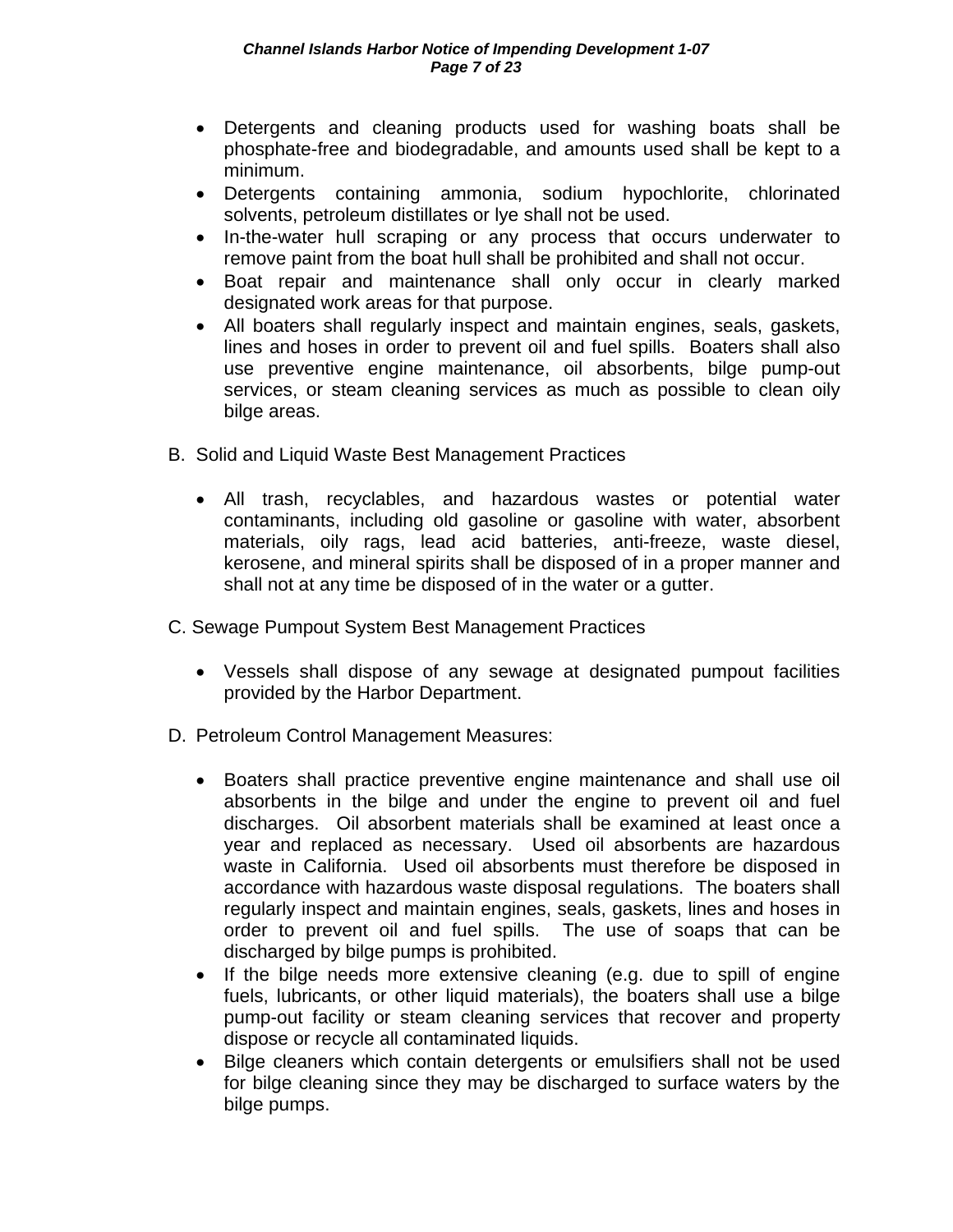- Detergents and cleaning products used for washing boats shall be phosphate-free and biodegradable, and amounts used shall be kept to a minimum.
- Detergents containing ammonia, sodium hypochlorite, chlorinated solvents, petroleum distillates or lye shall not be used.
- In-the-water hull scraping or any process that occurs underwater to remove paint from the boat hull shall be prohibited and shall not occur.
- Boat repair and maintenance shall only occur in clearly marked designated work areas for that purpose.
- All boaters shall regularly inspect and maintain engines, seals, gaskets, lines and hoses in order to prevent oil and fuel spills. Boaters shall also use preventive engine maintenance, oil absorbents, bilge pump-out services, or steam cleaning services as much as possible to clean oily bilge areas.

B. Solid and Liquid Waste Best Management Practices

- All trash, recyclables, and hazardous wastes or potential water contaminants, including old gasoline or gasoline with water, absorbent materials, oily rags, lead acid batteries, anti-freeze, waste diesel, kerosene, and mineral spirits shall be disposed of in a proper manner and shall not at any time be disposed of in the water or a gutter.

C. Sewage Pumpout System Best Management Practices

- Vessels shall dispose of any sewage at designated pumpout facilities provided by the Harbor Department.

D. Petroleum Control Management Measures:

- Boaters shall practice preventive engine maintenance and shall use oil absorbents in the bilge and under the engine to prevent oil and fuel discharges. Oil absorbent materials shall be examined at least once a year and replaced as necessary. Used oil absorbents are hazardous waste in California. Used oil absorbents must therefore be disposed in accordance with hazardous waste disposal regulations. The boaters shall regularly inspect and maintain engines, seals, gaskets, lines and hoses in order to prevent oil and fuel spills. The use of soaps that can be discharged by bilge pumps is prohibited.
- If the bilge needs more extensive cleaning (e.g. due to spill of engine fuels, lubricants, or other liquid materials), the boaters shall use a bilge pump-out facility or steam cleaning services that recover and property dispose or recycle all contaminated liquids.
- Bilge cleaners which contain detergents or emulsifiers shall not be used for bilge cleaning since they may be discharged to surface waters by the bilge pumps.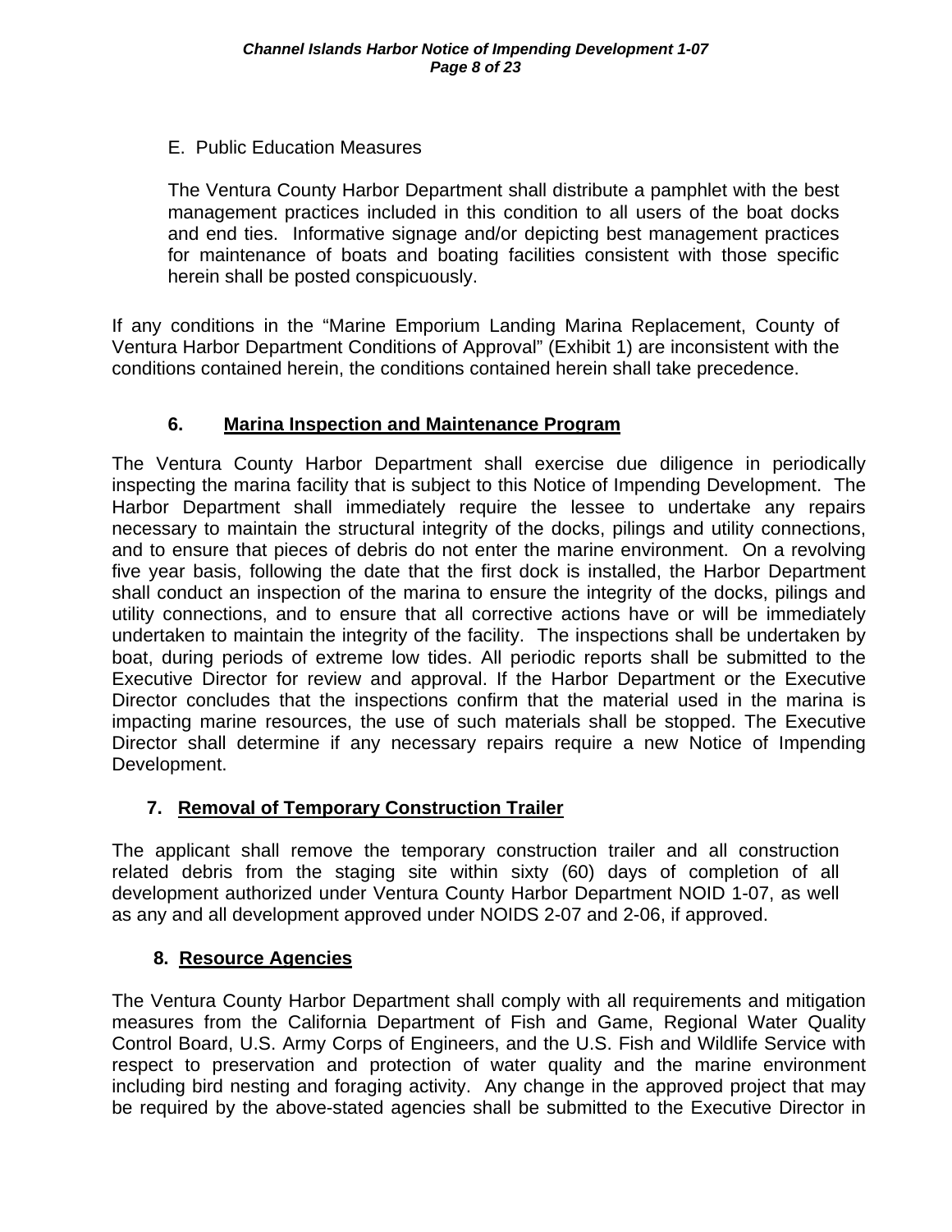E. Public Education Measures

The Ventura County Harbor Department shall distribute a pamphlet with the best management practices included in this condition to all users of the boat docks and end ties. Informative signage and/or depicting best management practices for maintenance of boats and boating facilities consistent with those specific herein shall be posted conspicuously.

If any conditions in the "Marine Emporium Landing Marina Replacement, County of Ventura Harbor Department Conditions of Approval" (Exhibit 1) are inconsistent with the conditions contained herein, the conditions contained herein shall take precedence.

## 6. Marina Inspection and Maintenance Program

The Ventura County Harbor Department shall exercise due diligence in periodically inspecting the marina facility that is subject to this Notice of Impending Development. The Harbor Department shall immediately require the lessee to undertake any repairs necessary to maintain the structural integrity of the docks, pilings and utility connections, and to ensure that pieces of debris do not enter the marine environment. On a revolving five year basis, following the date that the first dock is installed, the Harbor Department shall conduct an inspection of the marina to ensure the integrity of the docks, pilings and utility connections, and to ensure that all corrective actions have or will be immediately undertaken to maintain the integrity of the facility. The inspections shall be undertaken by boat, during periods of extreme low tides. All periodic reports shall be submitted to the Executive Director for review and approval. If the Harbor Department or the Executive Director concludes that the inspections confirm that the material used in the marina is impacting marine resources, the use of such materials shall be stopped. The Executive Director shall determine if any necessary repairs require a new Notice of Impending Development.

## 7. Removal of Temporary Construction Trailer

The applicant shall remove the temporary construction trailer and all construction related debris from the staging site within sixty (60) days of completion of all development authorized under Ventura County Harbor Department NOID 1-07, as well as any and all development approved under NOIDS 2-07 and 2-06, if approved.

## 8. Resource Agencies

The Ventura County Harbor Department shall comply with all requirements and mitigation measures from the California Department of Fish and Game, Regional Water Quality Control Board, U.S. Army Corps of Engineers, and the U.S. Fish and Wildlife Service with respect to preservation and protection of water quality and the marine environment including bird nesting and foraging activity. Any change in the approved project that may be required by the above-stated agencies shall be submitted to the Executive Director in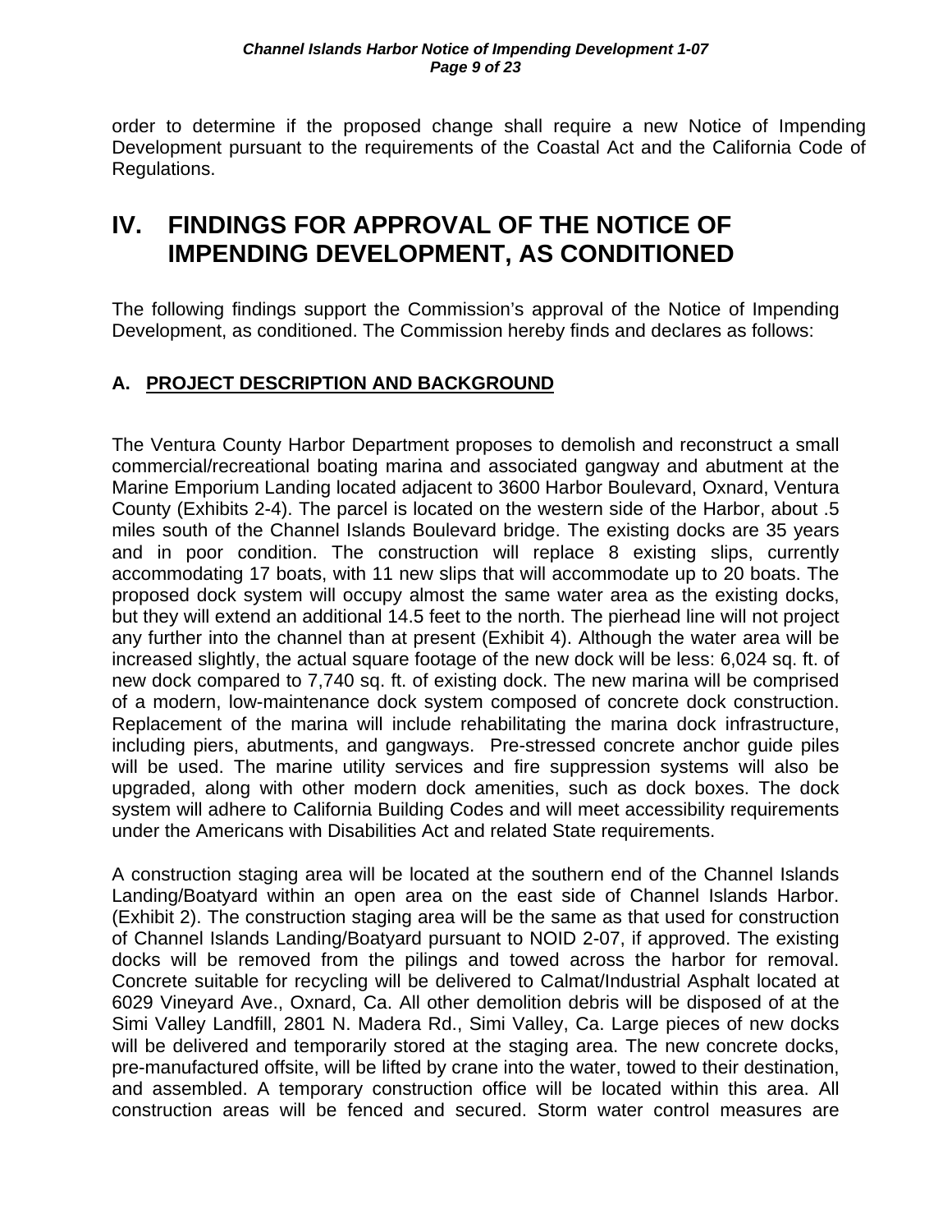order to determine if the proposed change shall require a new Notice of Impending Development pursuant to the requirements of the Coastal Act and the California Code of Regulations.

# IV. FINDINGS FOR APPROVAL OF THE NOTICE OF IMPENDING DEVELOPMENT, AS CONDITIONED

The following findings support the Commission's approval of the Notice of Impending Development, as conditioned. The Commission hereby finds and declares as follows:

## A. PROJECT DESCRIPTION AND BACKGROUND

The Ventura County Harbor Department proposes to demolish and reconstruct a small commercial/recreational boating marina and associated gangway and abutment at the Marine Emporium Landing located adjacent to 3600 Harbor Boulevard, Oxnard, Ventura County (Exhibits 2-4). The parcel is located on the western side of the Harbor, about .5 miles south of the Channel Islands Boulevard bridge. The existing docks are 35 years and in poor condition. The construction will replace 8 existing slips, currently accommodating 17 boats, with 11 new slips that will accommodate up to 20 boats. The proposed dock system will occupy almost the same water area as the existing docks, but they will extend an additional 14.5 feet to the north. The pierhead line will not project any further into the channel than at present (Exhibit 4). Although the water area will be increased slightly, the actual square footage of the new dock will be less: 6,024 sq. ft. of new dock compared to 7,740 sq. ft. of existing dock. The new marina will be comprised of a modern, low-maintenance dock system composed of concrete dock construction. Replacement of the marina will include rehabilitating the marina dock infrastructure, including piers, abutments, and gangways. Pre-stressed concrete anchor guide piles will be used. The marine utility services and fire suppression systems will also be upgraded, along with other modern dock amenities, such as dock boxes. The dock system will adhere to California Building Codes and will meet accessibility requirements under the Americans with Disabilities Act and related State requirements.

A construction staging area will be located at the southern end of the Channel Islands Landing/Boatyard within an open area on the east side of Channel Islands Harbor. (Exhibit 2). The construction staging area will be the same as that used for construction of Channel Islands Landing/Boatyard pursuant to NOID 2-07, if approved. The existing docks will be removed from the pilings and towed across the harbor for removal. Concrete suitable for recycling will be delivered to Calmat/Industrial Asphalt located at 6029 Vineyard Ave., Oxnard, Ca. All other demolition debris will be disposed of at the Simi Valley Landfill, 2801 N. Madera Rd., Simi Valley, Ca. Large pieces of new docks will be delivered and temporarily stored at the staging area. The new concrete docks, pre-manufactured offsite, will be lifted by crane into the water, towed to their destination, and assembled. A temporary construction office will be located within this area. All construction areas will be fenced and secured. Storm water control measures are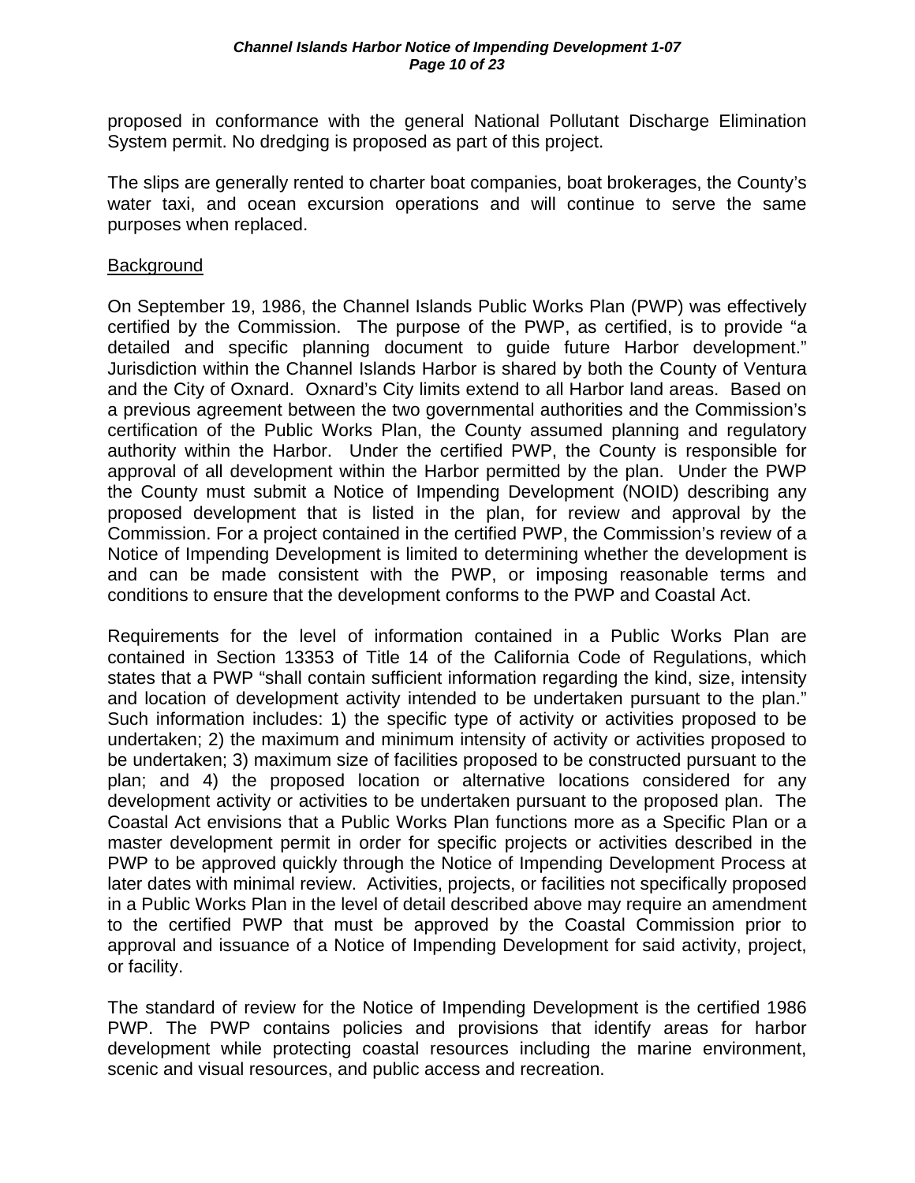proposed in conformance with the general National Pollutant Discharge Elimination System permit. No dredging is proposed as part of this project.

The slips are generally rented to charter boat companies, boat brokerages, the County's water taxi, and ocean excursion operations and will continue to serve the same purposes when replaced.

Background

On September 19, 1986, the Channel Islands Public Works Plan (PWP) was effectively certified by the Commission. The purpose of the PWP, as certified, is to provide "a detailed and specific planning document to guide future Harbor development." Jurisdiction within the Channel Islands Harbor is shared by both the County of Ventura and the City of Oxnard. Oxnard's City limits extend to all Harbor land areas. Based on a previous agreement between the two governmental authorities and the Commission's certification of the Public Works Plan, the County assumed planning and regulatory authority within the Harbor. Under the certified PWP, the County is responsible for approval of all development within the Harbor permitted by the plan. Under the PWP the County must submit a Notice of Impending Development (NOID) describing any proposed development that is listed in the plan, for review and approval by the Commission. For a project contained in the certified PWP, the Commission's review of a Notice of Impending Development is limited to determining whether the development is and can be made consistent with the PWP, or imposing reasonable terms and conditions to ensure that the development conforms to the PWP and Coastal Act.

Requirements for the level of information contained in a Public Works Plan are contained in Section 13353 of Title 14 of the California Code of Regulations, which states that a PWP "shall contain sufficient information regarding the kind, size, intensity and location of development activity intended to be undertaken pursuant to the plan." Such information includes: 1) the specific type of activity or activities proposed to be undertaken; 2) the maximum and minimum intensity of activity or activities proposed to be undertaken; 3) maximum size of facilities proposed to be constructed pursuant to the plan; and 4) the proposed location or alternative locations considered for any development activity or activities to be undertaken pursuant to the proposed plan. The Coastal Act envisions that a Public Works Plan functions more as a Specific Plan or a master development permit in order for specific projects or activities described in the PWP to be approved quickly through the Notice of Impending Development Process at later dates with minimal review. Activities, projects, or facilities not specifically proposed in a Public Works Plan in the level of detail described above may require an amendment to the certified PWP that must be approved by the Coastal Commission prior to approval and issuance of a Notice of Impending Development for said activity, project, or facility.

The standard of review for the Notice of Impending Development is the certified 1986 PWP. The PWP contains policies and provisions that identify areas for harbor development while protecting coastal resources including the marine environment, scenic and visual resources, and public access and recreation.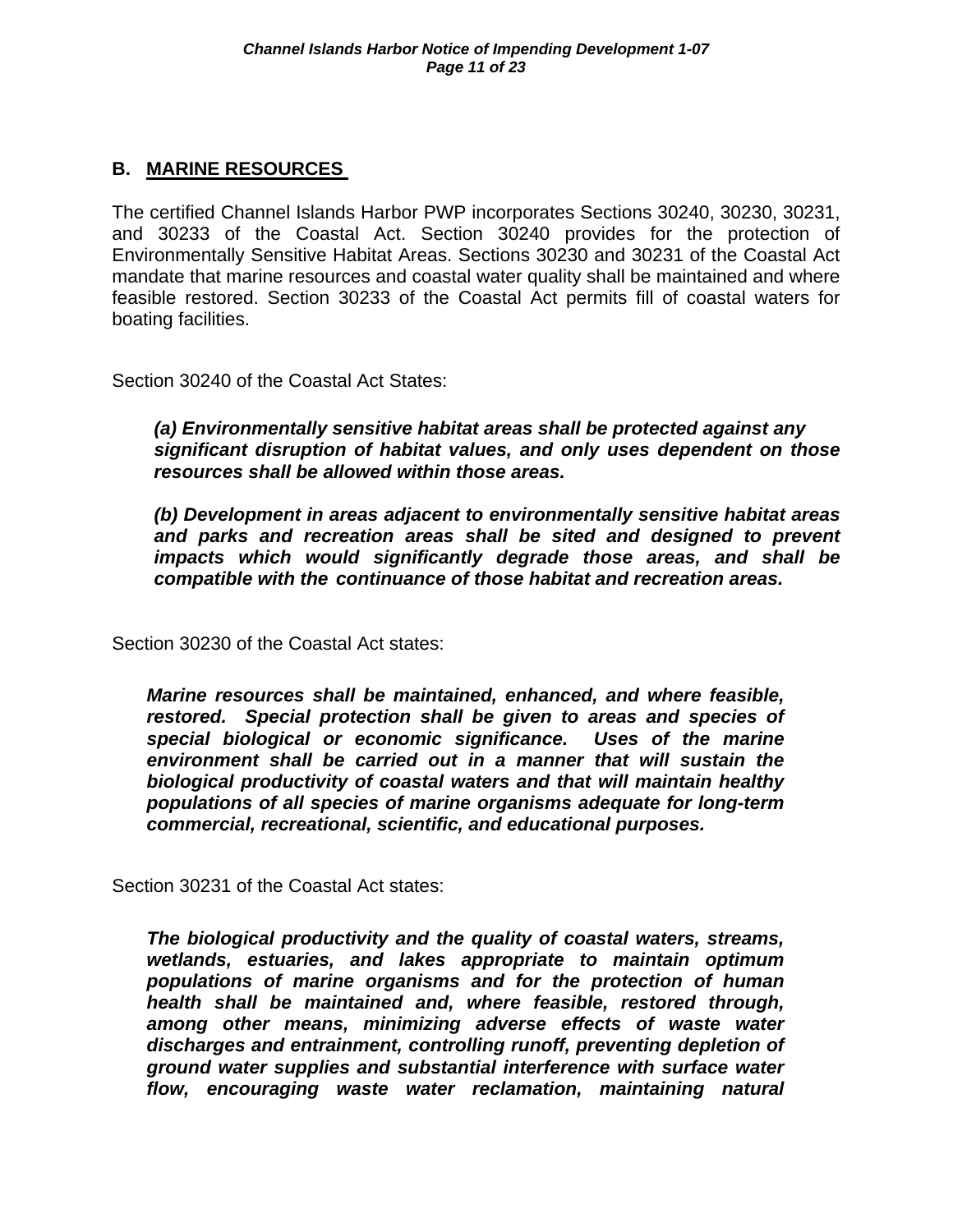## B. MARINE RESOURCES

The certified Channel Islands Harbor PWP incorporates Sections 30240, 30230, 30231, and 30233 of the Coastal Act. Section 30240 provides for the protection of Environmentally Sensitive Habitat Areas. Sections 30230 and 30231 of the Coastal Act mandate that marine resources and coastal water quality shall be maintained and where feasible restored. Section 30233 of the Coastal Act permits fill of coastal waters for boating facilities.

Section 30240 of the Coastal Act States:

> ***(a) Environmentally sensitive habitat areas shall be protected against any significant disruption of habitat values, and only uses dependent on those resources shall be allowed within those areas.***
>
> ***(b) Development in areas adjacent to environmentally sensitive habitat areas and parks and recreation areas shall be sited and designed to prevent impacts which would significantly degrade those areas, and shall be compatible with the continuance of those habitat and recreation areas.***

Section 30230 of the Coastal Act states:

> ***Marine resources shall be maintained, enhanced, and where feasible, restored. Special protection shall be given to areas and species of special biological or economic significance. Uses of the marine environment shall be carried out in a manner that will sustain the biological productivity of coastal waters and that will maintain healthy populations of all species of marine organisms adequate for long-term commercial, recreational, scientific, and educational purposes.***

Section 30231 of the Coastal Act states:

> ***The biological productivity and the quality of coastal waters, streams, wetlands, estuaries, and lakes appropriate to maintain optimum populations of marine organisms and for the protection of human health shall be maintained and, where feasible, restored through, among other means, minimizing adverse effects of waste water discharges and entrainment, controlling runoff, preventing depletion of ground water supplies and substantial interference with surface water flow, encouraging waste water reclamation, maintaining natural***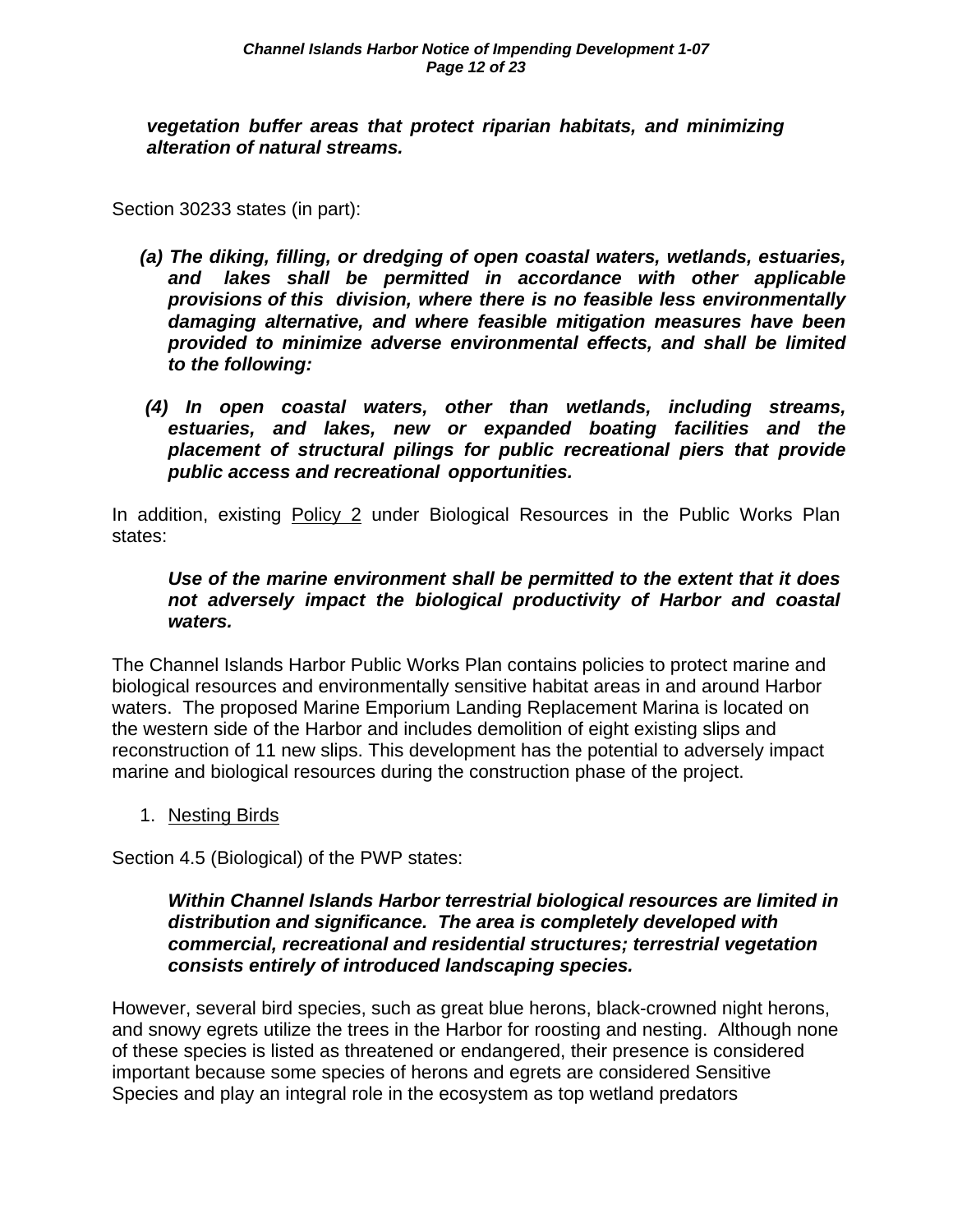***vegetation buffer areas that protect riparian habitats, and minimizing alteration of natural streams.***

Section 30233 states (in part):

***(a) The diking, filling, or dredging of open coastal waters, wetlands, estuaries, and lakes shall be permitted in accordance with other applicable provisions of this division, where there is no feasible less environmentally damaging alternative, and where feasible mitigation measures have been provided to minimize adverse environmental effects, and shall be limited to the following:***

***(4) In open coastal waters, other than wetlands, including streams, estuaries, and lakes, new or expanded boating facilities and the placement of structural pilings for public recreational piers that provide public access and recreational opportunities.***

In addition, existing Policy 2 under Biological Resources in the Public Works Plan states:

***Use of the marine environment shall be permitted to the extent that it does not adversely impact the biological productivity of Harbor and coastal waters.***

The Channel Islands Harbor Public Works Plan contains policies to protect marine and biological resources and environmentally sensitive habitat areas in and around Harbor waters. The proposed Marine Emporium Landing Replacement Marina is located on the western side of the Harbor and includes demolition of eight existing slips and reconstruction of 11 new slips. This development has the potential to adversely impact marine and biological resources during the construction phase of the project.

1. Nesting Birds

Section 4.5 (Biological) of the PWP states:

***Within Channel Islands Harbor terrestrial biological resources are limited in distribution and significance. The area is completely developed with commercial, recreational and residential structures; terrestrial vegetation consists entirely of introduced landscaping species.***

However, several bird species, such as great blue herons, black-crowned night herons, and snowy egrets utilize the trees in the Harbor for roosting and nesting. Although none of these species is listed as threatened or endangered, their presence is considered important because some species of herons and egrets are considered Sensitive Species and play an integral role in the ecosystem as top wetland predators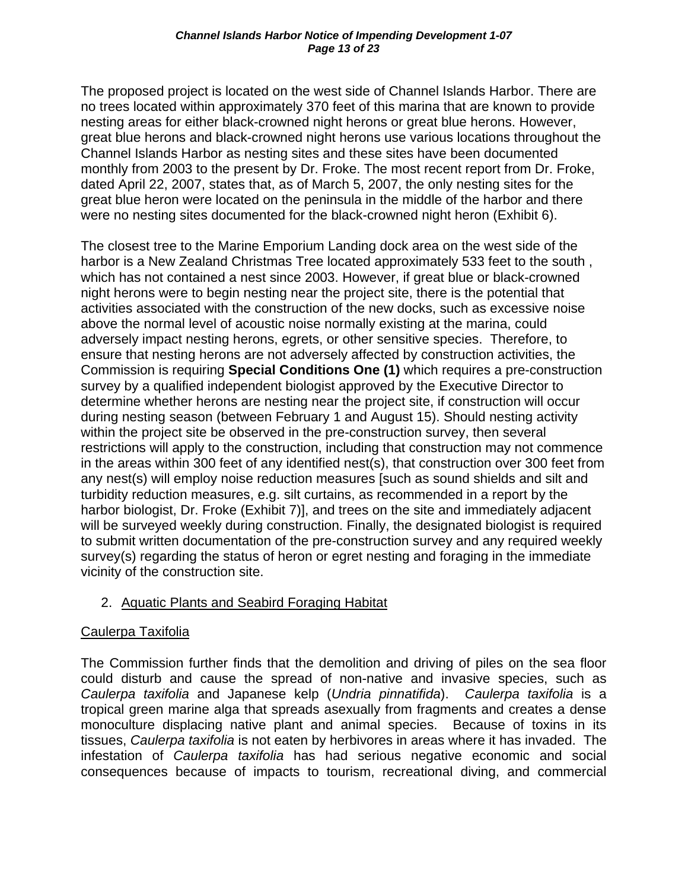The proposed project is located on the west side of Channel Islands Harbor. There are no trees located within approximately 370 feet of this marina that are known to provide nesting areas for either black-crowned night herons or great blue herons. However, great blue herons and black-crowned night herons use various locations throughout the Channel Islands Harbor as nesting sites and these sites have been documented monthly from 2003 to the present by Dr. Froke. The most recent report from Dr. Froke, dated April 22, 2007, states that, as of March 5, 2007, the only nesting sites for the great blue heron were located on the peninsula in the middle of the harbor and there were no nesting sites documented for the black-crowned night heron (Exhibit 6).

The closest tree to the Marine Emporium Landing dock area on the west side of the harbor is a New Zealand Christmas Tree located approximately 533 feet to the south , which has not contained a nest since 2003. However, if great blue or black-crowned night herons were to begin nesting near the project site, there is the potential that activities associated with the construction of the new docks, such as excessive noise above the normal level of acoustic noise normally existing at the marina, could adversely impact nesting herons, egrets, or other sensitive species. Therefore, to ensure that nesting herons are not adversely affected by construction activities, the Commission is requiring **Special Conditions One (1)** which requires a pre-construction survey by a qualified independent biologist approved by the Executive Director to determine whether herons are nesting near the project site, if construction will occur during nesting season (between February 1 and August 15). Should nesting activity within the project site be observed in the pre-construction survey, then several restrictions will apply to the construction, including that construction may not commence in the areas within 300 feet of any identified nest(s), that construction over 300 feet from any nest(s) will employ noise reduction measures [such as sound shields and silt and turbidity reduction measures, e.g. silt curtains, as recommended in a report by the harbor biologist, Dr. Froke (Exhibit 7)], and trees on the site and immediately adjacent will be surveyed weekly during construction. Finally, the designated biologist is required to submit written documentation of the pre-construction survey and any required weekly survey(s) regarding the status of heron or egret nesting and foraging in the immediate vicinity of the construction site.

2. <u>Aquatic Plants and Seabird Foraging Habitat</u>

<u>Caulerpa Taxifolia</u>

The Commission further finds that the demolition and driving of piles on the sea floor could disturb and cause the spread of non-native and invasive species, such as *Caulerpa taxifolia* and Japanese kelp (*Undria pinnatifida*). *Caulerpa taxifolia* is a tropical green marine alga that spreads asexually from fragments and creates a dense monoculture displacing native plant and animal species. Because of toxins in its tissues, *Caulerpa taxifolia* is not eaten by herbivores in areas where it has invaded. The infestation of *Caulerpa taxifolia* has had serious negative economic and social consequences because of impacts to tourism, recreational diving, and commercial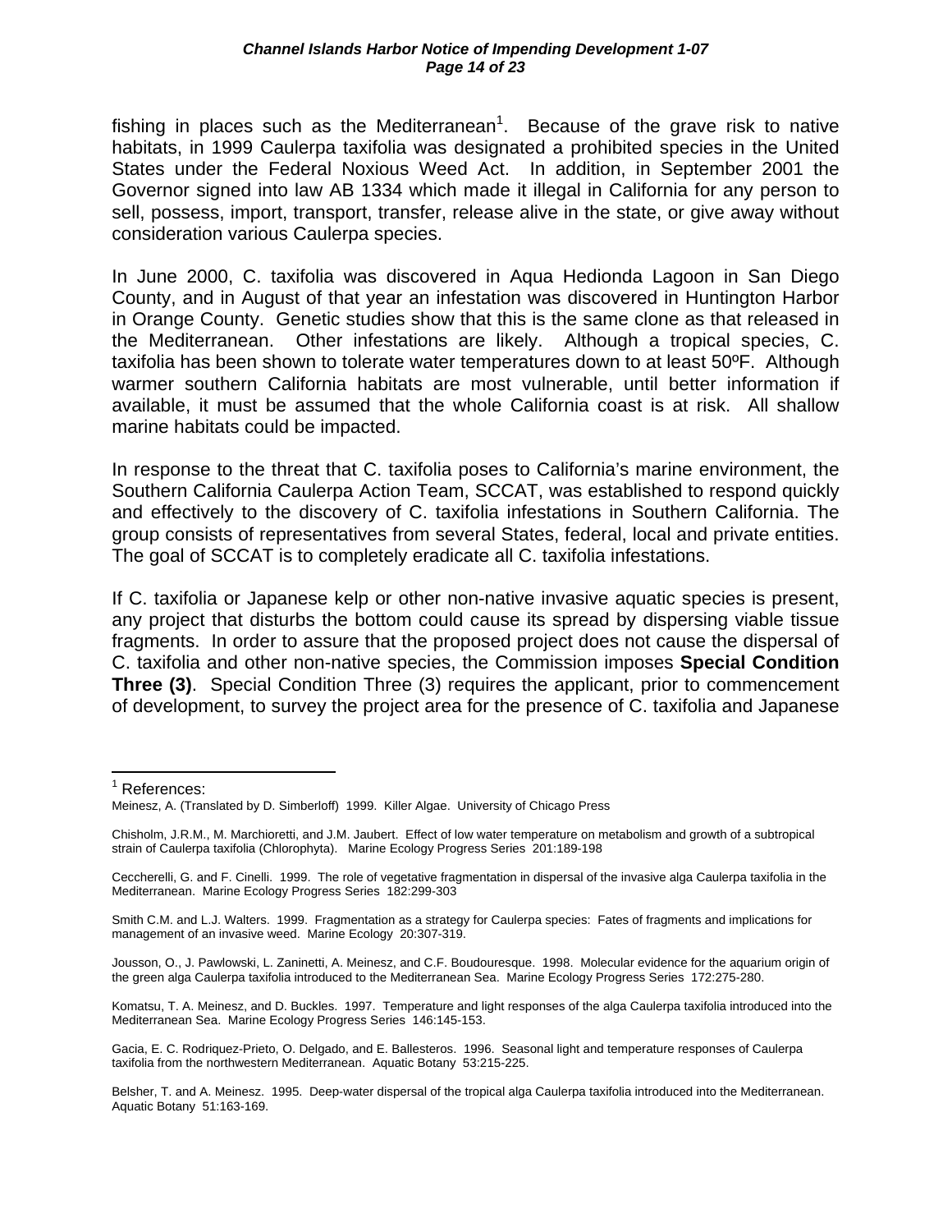fishing in places such as the Mediterranean[1]. Because of the grave risk to native habitats, in 1999 Caulerpa taxifolia was designated a prohibited species in the United States under the Federal Noxious Weed Act. In addition, in September 2001 the Governor signed into law AB 1334 which made it illegal in California for any person to sell, possess, import, transport, transfer, release alive in the state, or give away without consideration various Caulerpa species.

In June 2000, C. taxifolia was discovered in Aqua Hedionda Lagoon in San Diego County, and in August of that year an infestation was discovered in Huntington Harbor in Orange County. Genetic studies show that this is the same clone as that released in the Mediterranean. Other infestations are likely. Although a tropical species, C. taxifolia has been shown to tolerate water temperatures down to at least 50ºF. Although warmer southern California habitats are most vulnerable, until better information if available, it must be assumed that the whole California coast is at risk. All shallow marine habitats could be impacted.

In response to the threat that C. taxifolia poses to California's marine environment, the Southern California Caulerpa Action Team, SCCAT, was established to respond quickly and effectively to the discovery of C. taxifolia infestations in Southern California. The group consists of representatives from several States, federal, local and private entities. The goal of SCCAT is to completely eradicate all C. taxifolia infestations.

If C. taxifolia or Japanese kelp or other non-native invasive aquatic species is present, any project that disturbs the bottom could cause its spread by dispersing viable tissue fragments. In order to assure that the proposed project does not cause the dispersal of C. taxifolia and other non-native species, the Commission imposes **Special Condition Three (3)**. Special Condition Three (3) requires the applicant, prior to commencement of development, to survey the project area for the presence of C. taxifolia and Japanese

---

[1] References:

Meinesz, A. (Translated by D. Simberloff) 1999. Killer Algae. University of Chicago Press

Chisholm, J.R.M., M. Marchioretti, and J.M. Jaubert. Effect of low water temperature on metabolism and growth of a subtropical strain of Caulerpa taxifolia (Chlorophyta). Marine Ecology Progress Series 201:189-198

Ceccherelli, G. and F. Cinelli. 1999. The role of vegetative fragmentation in dispersal of the invasive alga Caulerpa taxifolia in the Mediterranean. Marine Ecology Progress Series 182:299-303

Smith C.M. and L.J. Walters. 1999. Fragmentation as a strategy for Caulerpa species: Fates of fragments and implications for management of an invasive weed. Marine Ecology 20:307-319.

Jousson, O., J. Pawlowski, L. Zaninetti, A. Meinesz, and C.F. Boudouresque. 1998. Molecular evidence for the aquarium origin of the green alga Caulerpa taxifolia introduced to the Mediterranean Sea. Marine Ecology Progress Series 172:275-280.

Komatsu, T. A. Meinesz, and D. Buckles. 1997. Temperature and light responses of the alga Caulerpa taxifolia introduced into the Mediterranean Sea. Marine Ecology Progress Series 146:145-153.

Gacia, E. C. Rodriquez-Prieto, O. Delgado, and E. Ballesteros. 1996. Seasonal light and temperature responses of Caulerpa taxifolia from the northwestern Mediterranean. Aquatic Botany 53:215-225.

Belsher, T. and A. Meinesz. 1995. Deep-water dispersal of the tropical alga Caulerpa taxifolia introduced into the Mediterranean. Aquatic Botany 51:163-169.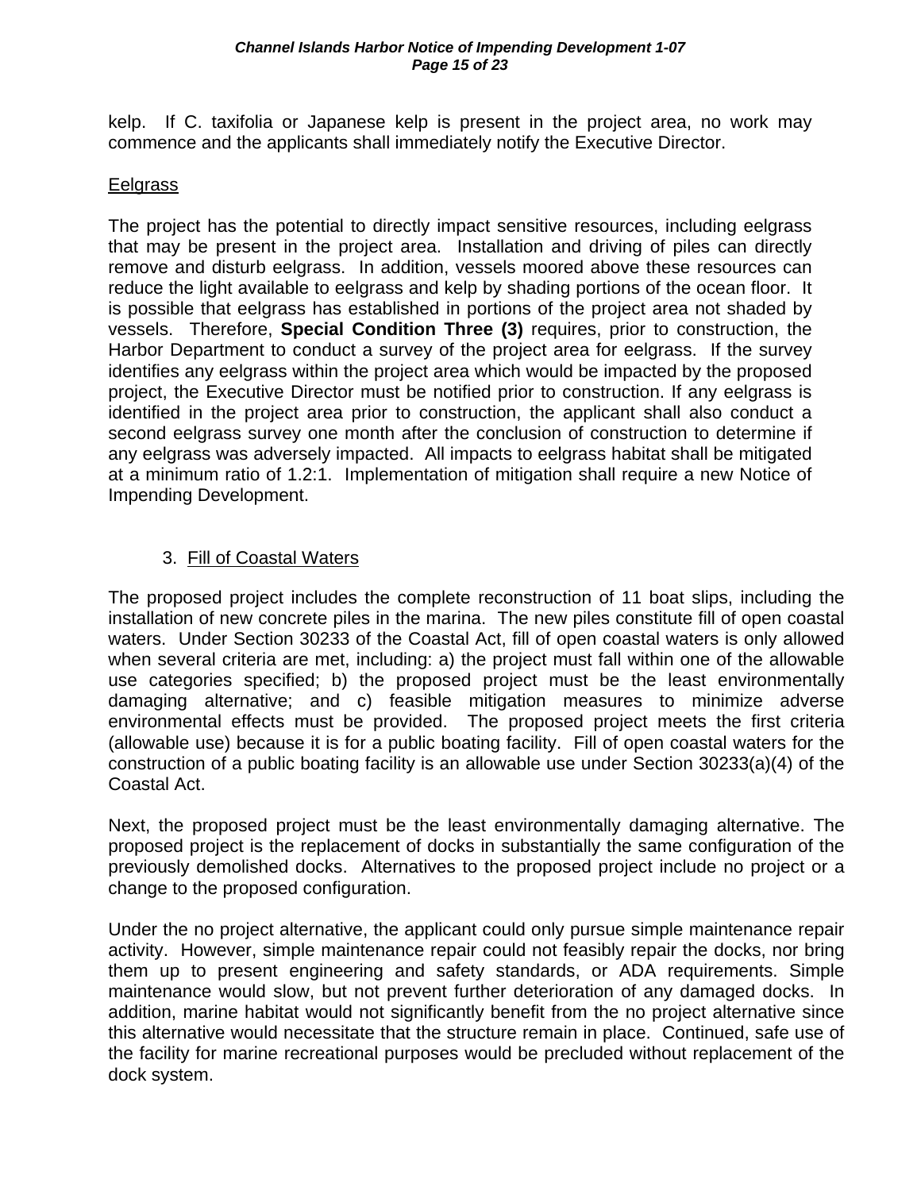kelp. If C. taxifolia or Japanese kelp is present in the project area, no work may commence and the applicants shall immediately notify the Executive Director.

Eelgrass

The project has the potential to directly impact sensitive resources, including eelgrass that may be present in the project area. Installation and driving of piles can directly remove and disturb eelgrass. In addition, vessels moored above these resources can reduce the light available to eelgrass and kelp by shading portions of the ocean floor. It is possible that eelgrass has established in portions of the project area not shaded by vessels. Therefore, **Special Condition Three (3)** requires, prior to construction, the Harbor Department to conduct a survey of the project area for eelgrass. If the survey identifies any eelgrass within the project area which would be impacted by the proposed project, the Executive Director must be notified prior to construction. If any eelgrass is identified in the project area prior to construction, the applicant shall also conduct a second eelgrass survey one month after the conclusion of construction to determine if any eelgrass was adversely impacted. All impacts to eelgrass habitat shall be mitigated at a minimum ratio of 1.2:1. Implementation of mitigation shall require a new Notice of Impending Development.

3. Fill of Coastal Waters

The proposed project includes the complete reconstruction of 11 boat slips, including the installation of new concrete piles in the marina. The new piles constitute fill of open coastal waters. Under Section 30233 of the Coastal Act, fill of open coastal waters is only allowed when several criteria are met, including: a) the project must fall within one of the allowable use categories specified; b) the proposed project must be the least environmentally damaging alternative; and c) feasible mitigation measures to minimize adverse environmental effects must be provided. The proposed project meets the first criteria (allowable use) because it is for a public boating facility. Fill of open coastal waters for the construction of a public boating facility is an allowable use under Section 30233(a)(4) of the Coastal Act.

Next, the proposed project must be the least environmentally damaging alternative. The proposed project is the replacement of docks in substantially the same configuration of the previously demolished docks. Alternatives to the proposed project include no project or a change to the proposed configuration.

Under the no project alternative, the applicant could only pursue simple maintenance repair activity. However, simple maintenance repair could not feasibly repair the docks, nor bring them up to present engineering and safety standards, or ADA requirements. Simple maintenance would slow, but not prevent further deterioration of any damaged docks. In addition, marine habitat would not significantly benefit from the no project alternative since this alternative would necessitate that the structure remain in place. Continued, safe use of the facility for marine recreational purposes would be precluded without replacement of the dock system.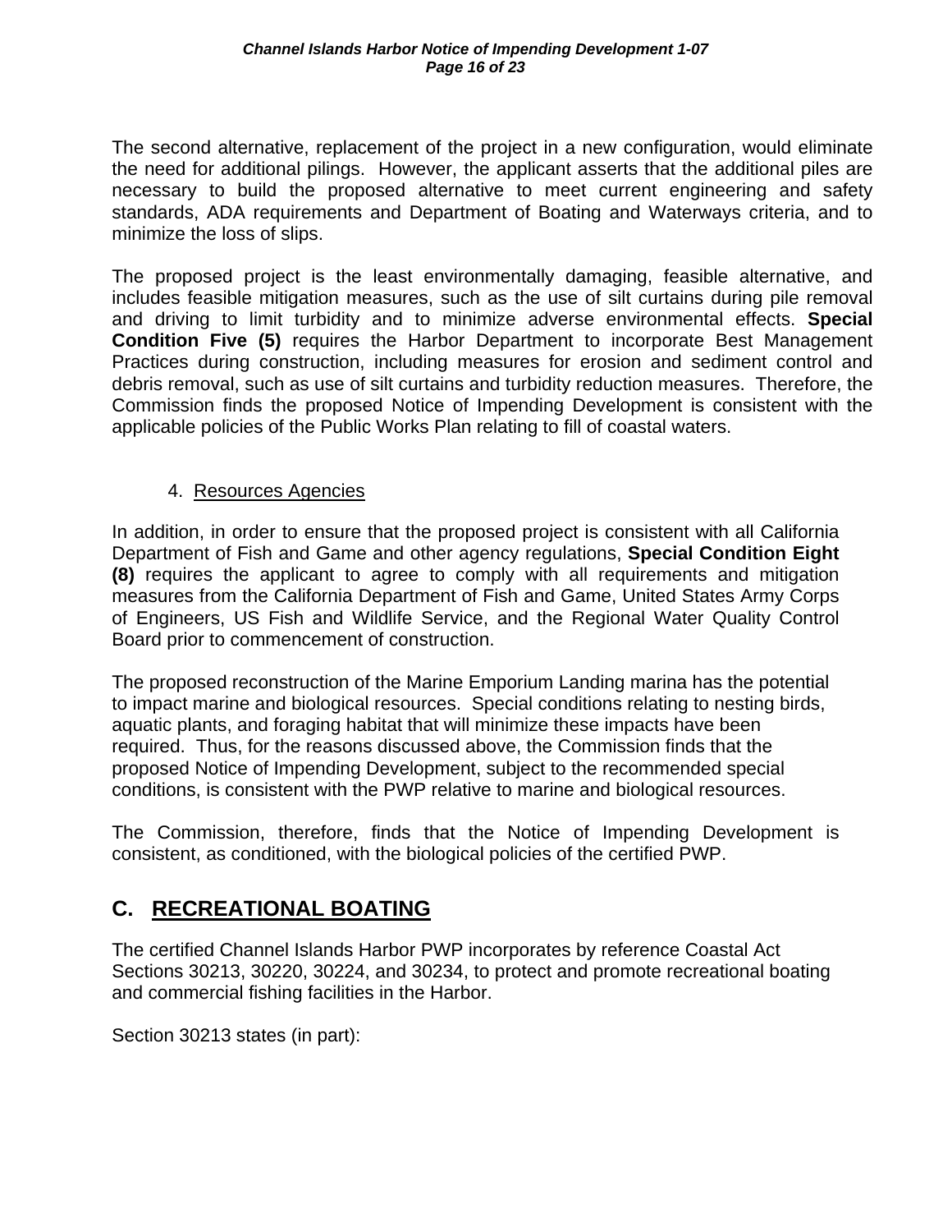The second alternative, replacement of the project in a new configuration, would eliminate the need for additional pilings. However, the applicant asserts that the additional piles are necessary to build the proposed alternative to meet current engineering and safety standards, ADA requirements and Department of Boating and Waterways criteria, and to minimize the loss of slips.

The proposed project is the least environmentally damaging, feasible alternative, and includes feasible mitigation measures, such as the use of silt curtains during pile removal and driving to limit turbidity and to minimize adverse environmental effects. **Special Condition Five (5)** requires the Harbor Department to incorporate Best Management Practices during construction, including measures for erosion and sediment control and debris removal, such as use of silt curtains and turbidity reduction measures. Therefore, the Commission finds the proposed Notice of Impending Development is consistent with the applicable policies of the Public Works Plan relating to fill of coastal waters.

4. Resources Agencies

In addition, in order to ensure that the proposed project is consistent with all California Department of Fish and Game and other agency regulations, **Special Condition Eight (8)** requires the applicant to agree to comply with all requirements and mitigation measures from the California Department of Fish and Game, United States Army Corps of Engineers, US Fish and Wildlife Service, and the Regional Water Quality Control Board prior to commencement of construction.

The proposed reconstruction of the Marine Emporium Landing marina has the potential to impact marine and biological resources. Special conditions relating to nesting birds, aquatic plants, and foraging habitat that will minimize these impacts have been required. Thus, for the reasons discussed above, the Commission finds that the proposed Notice of Impending Development, subject to the recommended special conditions, is consistent with the PWP relative to marine and biological resources.

The Commission, therefore, finds that the Notice of Impending Development is consistent, as conditioned, with the biological policies of the certified PWP.

## C. RECREATIONAL BOATING

The certified Channel Islands Harbor PWP incorporates by reference Coastal Act Sections 30213, 30220, 30224, and 30234, to protect and promote recreational boating and commercial fishing facilities in the Harbor.

Section 30213 states (in part):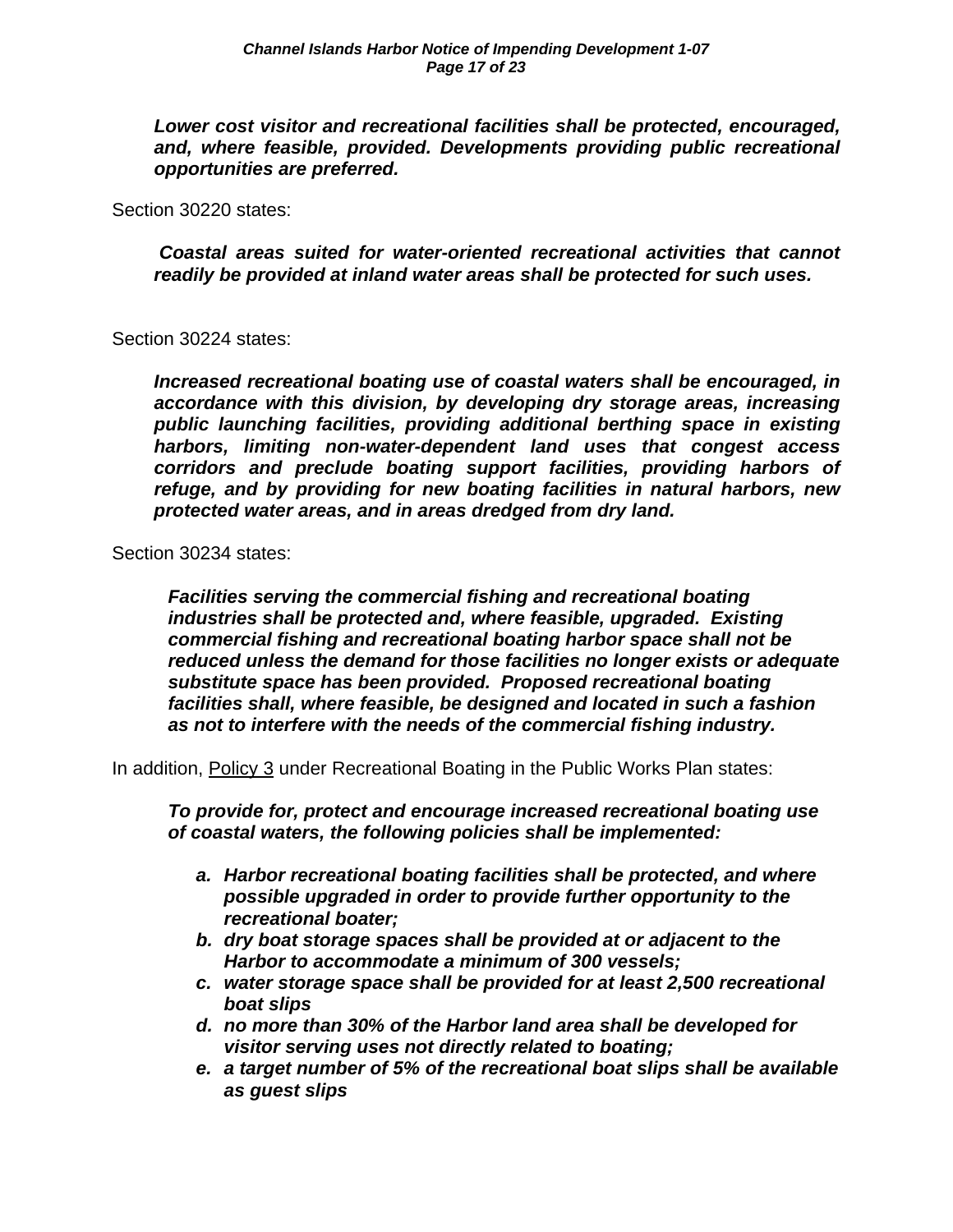***Lower cost visitor and recreational facilities shall be protected, encouraged, and, where feasible, provided. Developments providing public recreational opportunities are preferred.***

Section 30220 states:

***Coastal areas suited for water-oriented recreational activities that cannot readily be provided at inland water areas shall be protected for such uses.***

Section 30224 states:

***Increased recreational boating use of coastal waters shall be encouraged, in accordance with this division, by developing dry storage areas, increasing public launching facilities, providing additional berthing space in existing harbors, limiting non-water-dependent land uses that congest access corridors and preclude boating support facilities, providing harbors of refuge, and by providing for new boating facilities in natural harbors, new protected water areas, and in areas dredged from dry land.***

Section 30234 states:

***Facilities serving the commercial fishing and recreational boating industries shall be protected and, where feasible, upgraded. Existing commercial fishing and recreational boating harbor space shall not be reduced unless the demand for those facilities no longer exists or adequate substitute space has been provided. Proposed recreational boating facilities shall, where feasible, be designed and located in such a fashion as not to interfere with the needs of the commercial fishing industry.***

In addition, Policy 3 under Recreational Boating in the Public Works Plan states:

***To provide for, protect and encourage increased recreational boating use of coastal waters, the following policies shall be implemented:***

- ***a. Harbor recreational boating facilities shall be protected, and where possible upgraded in order to provide further opportunity to the recreational boater;***
- ***b. dry boat storage spaces shall be provided at or adjacent to the Harbor to accommodate a minimum of 300 vessels;***
- ***c. water storage space shall be provided for at least 2,500 recreational boat slips***
- ***d. no more than 30% of the Harbor land area shall be developed for visitor serving uses not directly related to boating;***
- ***e. a target number of 5% of the recreational boat slips shall be available as guest slips***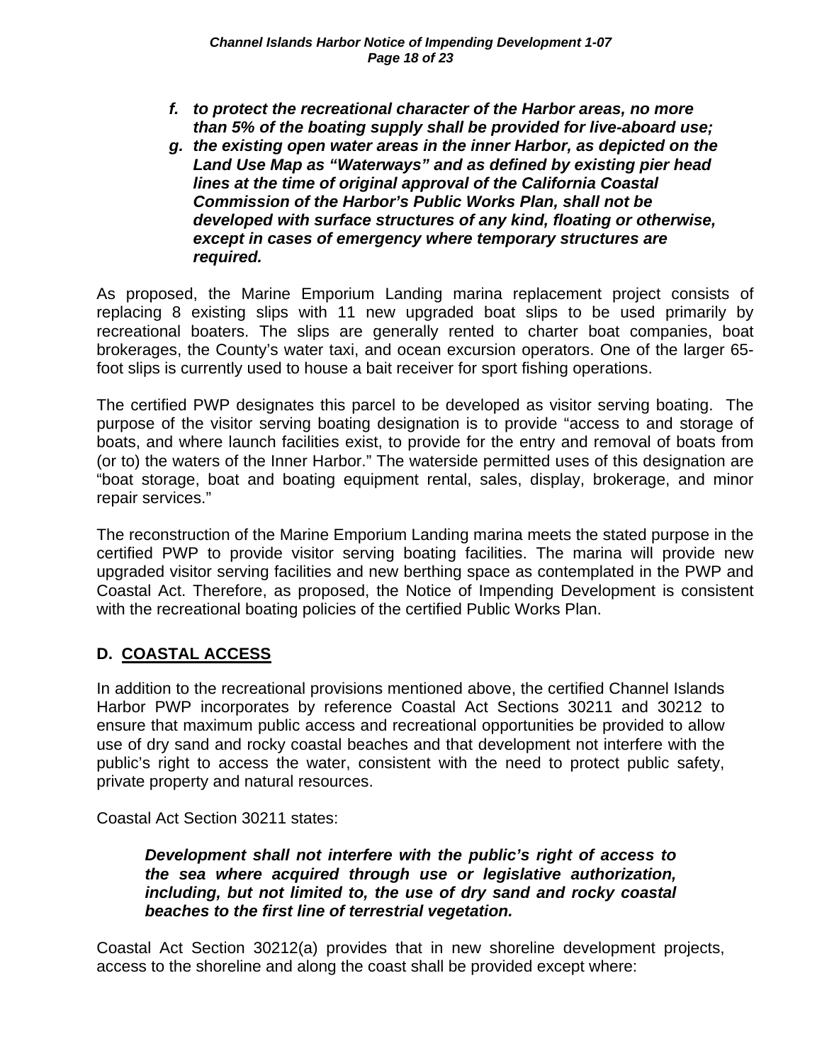*f. to protect the recreational character of the Harbor areas, no more than 5% of the boating supply shall be provided for live-aboard use;*

***g. the existing open water areas in the inner Harbor, as depicted on the Land Use Map as "Waterways" and as defined by existing pier head lines at the time of original approval of the California Coastal Commission of the Harbor's Public Works Plan, shall not be developed with surface structures of any kind, floating or otherwise, except in cases of emergency where temporary structures are required.***

As proposed, the Marine Emporium Landing marina replacement project consists of replacing 8 existing slips with 11 new upgraded boat slips to be used primarily by recreational boaters. The slips are generally rented to charter boat companies, boat brokerages, the County's water taxi, and ocean excursion operators. One of the larger 65-foot slips is currently used to house a bait receiver for sport fishing operations.

The certified PWP designates this parcel to be developed as visitor serving boating. The purpose of the visitor serving boating designation is to provide "access to and storage of boats, and where launch facilities exist, to provide for the entry and removal of boats from (or to) the waters of the Inner Harbor." The waterside permitted uses of this designation are "boat storage, boat and boating equipment rental, sales, display, brokerage, and minor repair services."

The reconstruction of the Marine Emporium Landing marina meets the stated purpose in the certified PWP to provide visitor serving boating facilities. The marina will provide new upgraded visitor serving facilities and new berthing space as contemplated in the PWP and Coastal Act. Therefore, as proposed, the Notice of Impending Development is consistent with the recreational boating policies of the certified Public Works Plan.

## D. COASTAL ACCESS

In addition to the recreational provisions mentioned above, the certified Channel Islands Harbor PWP incorporates by reference Coastal Act Sections 30211 and 30212 to ensure that maximum public access and recreational opportunities be provided to allow use of dry sand and rocky coastal beaches and that development not interfere with the public's right to access the water, consistent with the need to protect public safety, private property and natural resources.

Coastal Act Section 30211 states:

***Development shall not interfere with the public's right of access to the sea where acquired through use or legislative authorization, including, but not limited to, the use of dry sand and rocky coastal beaches to the first line of terrestrial vegetation.***

Coastal Act Section 30212(a) provides that in new shoreline development projects, access to the shoreline and along the coast shall be provided except where: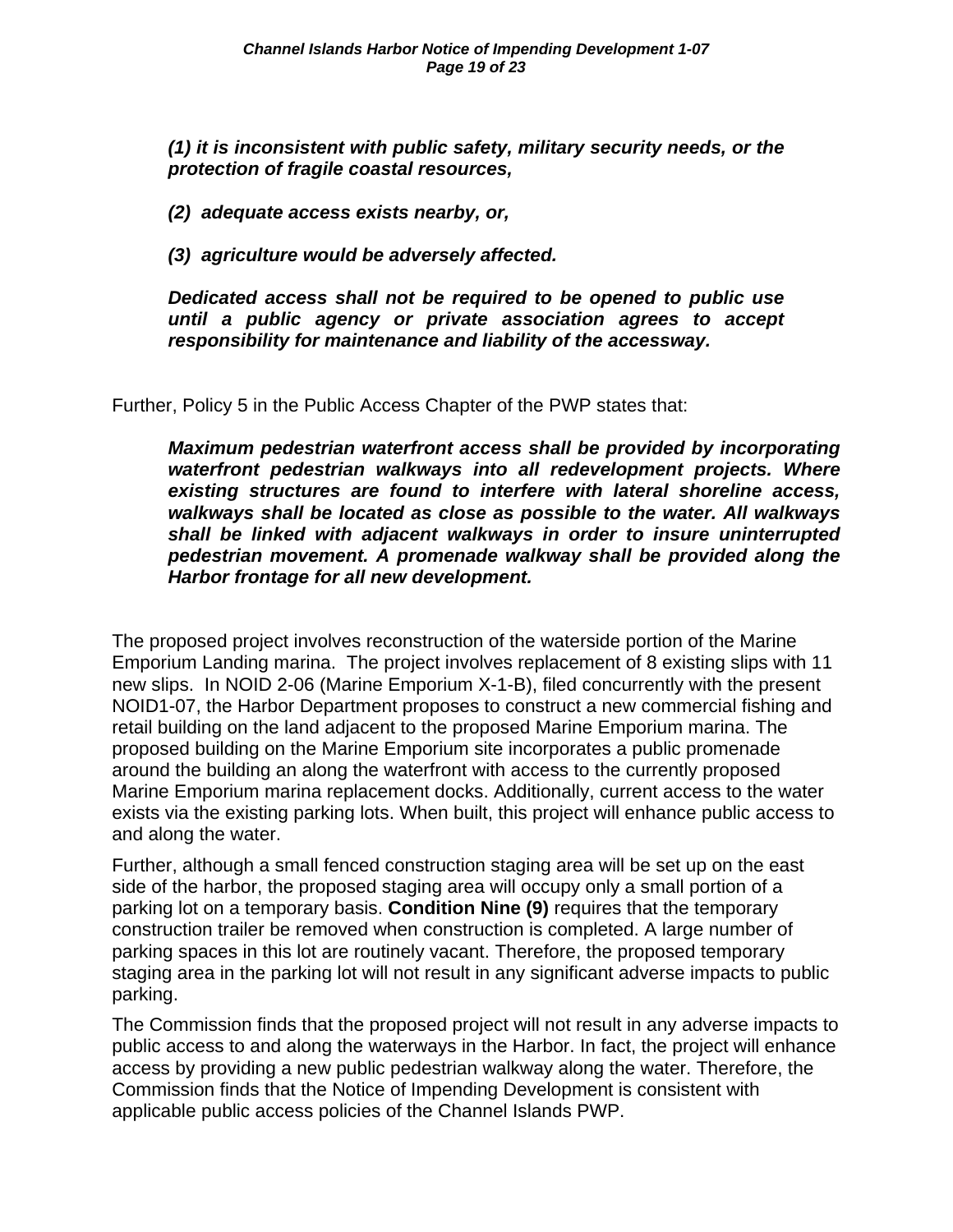***(1) it is inconsistent with public safety, military security needs, or the protection of fragile coastal resources,***

***(2) adequate access exists nearby, or,***

***(3) agriculture would be adversely affected.***

***Dedicated access shall not be required to be opened to public use until a public agency or private association agrees to accept responsibility for maintenance and liability of the accessway.***

Further, Policy 5 in the Public Access Chapter of the PWP states that:

***Maximum pedestrian waterfront access shall be provided by incorporating waterfront pedestrian walkways into all redevelopment projects. Where existing structures are found to interfere with lateral shoreline access, walkways shall be located as close as possible to the water. All walkways shall be linked with adjacent walkways in order to insure uninterrupted pedestrian movement. A promenade walkway shall be provided along the Harbor frontage for all new development.***

The proposed project involves reconstruction of the waterside portion of the Marine Emporium Landing marina. The project involves replacement of 8 existing slips with 11 new slips. In NOID 2-06 (Marine Emporium X-1-B), filed concurrently with the present NOID1-07, the Harbor Department proposes to construct a new commercial fishing and retail building on the land adjacent to the proposed Marine Emporium marina. The proposed building on the Marine Emporium site incorporates a public promenade around the building an along the waterfront with access to the currently proposed Marine Emporium marina replacement docks. Additionally, current access to the water exists via the existing parking lots. When built, this project will enhance public access to and along the water.

Further, although a small fenced construction staging area will be set up on the east side of the harbor, the proposed staging area will occupy only a small portion of a parking lot on a temporary basis. **Condition Nine (9)** requires that the temporary construction trailer be removed when construction is completed. A large number of parking spaces in this lot are routinely vacant. Therefore, the proposed temporary staging area in the parking lot will not result in any significant adverse impacts to public parking.

The Commission finds that the proposed project will not result in any adverse impacts to public access to and along the waterways in the Harbor. In fact, the project will enhance access by providing a new public pedestrian walkway along the water. Therefore, the Commission finds that the Notice of Impending Development is consistent with applicable public access policies of the Channel Islands PWP.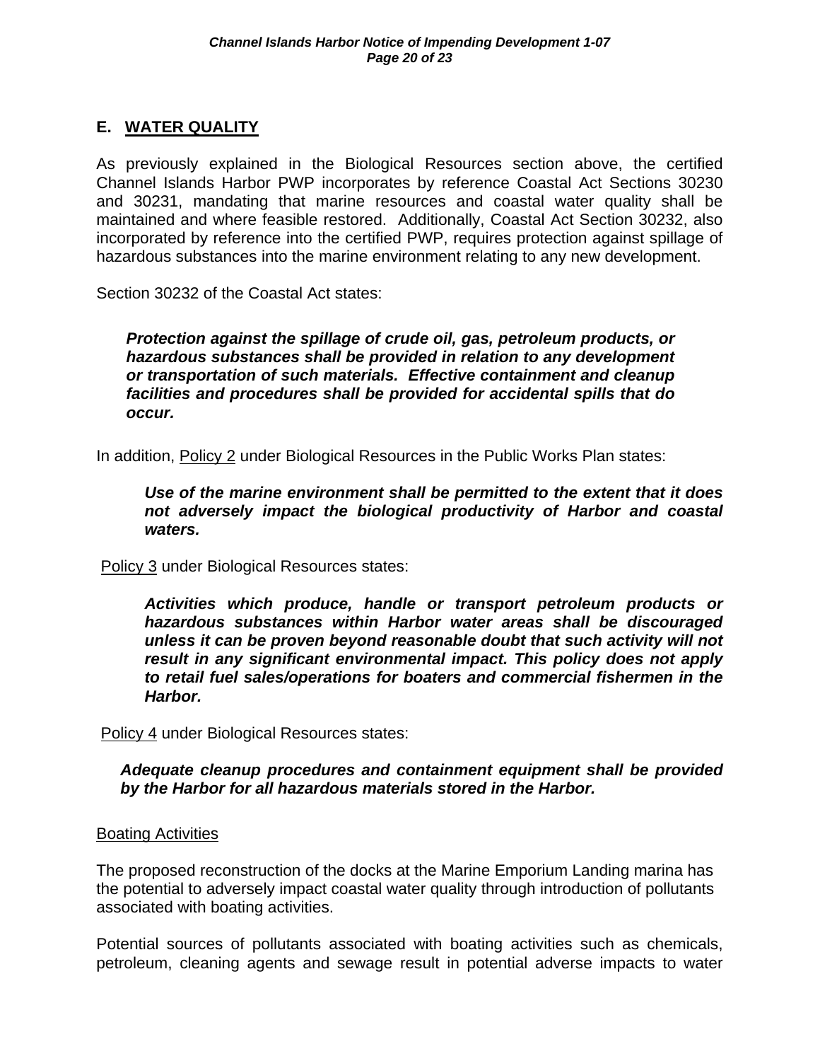## E. WATER QUALITY

As previously explained in the Biological Resources section above, the certified Channel Islands Harbor PWP incorporates by reference Coastal Act Sections 30230 and 30231, mandating that marine resources and coastal water quality shall be maintained and where feasible restored. Additionally, Coastal Act Section 30232, also incorporated by reference into the certified PWP, requires protection against spillage of hazardous substances into the marine environment relating to any new development.

Section 30232 of the Coastal Act states:

> ***Protection against the spillage of crude oil, gas, petroleum products, or hazardous substances shall be provided in relation to any development or transportation of such materials. Effective containment and cleanup facilities and procedures shall be provided for accidental spills that do occur.***

In addition, Policy 2 under Biological Resources in the Public Works Plan states:

> ***Use of the marine environment shall be permitted to the extent that it does not adversely impact the biological productivity of Harbor and coastal waters.***

Policy 3 under Biological Resources states:

> ***Activities which produce, handle or transport petroleum products or hazardous substances within Harbor water areas shall be discouraged unless it can be proven beyond reasonable doubt that such activity will not result in any significant environmental impact. This policy does not apply to retail fuel sales/operations for boaters and commercial fishermen in the Harbor.***

Policy 4 under Biological Resources states:

> ***Adequate cleanup procedures and containment equipment shall be provided by the Harbor for all hazardous materials stored in the Harbor.***

Boating Activities

The proposed reconstruction of the docks at the Marine Emporium Landing marina has the potential to adversely impact coastal water quality through introduction of pollutants associated with boating activities.

Potential sources of pollutants associated with boating activities such as chemicals, petroleum, cleaning agents and sewage result in potential adverse impacts to water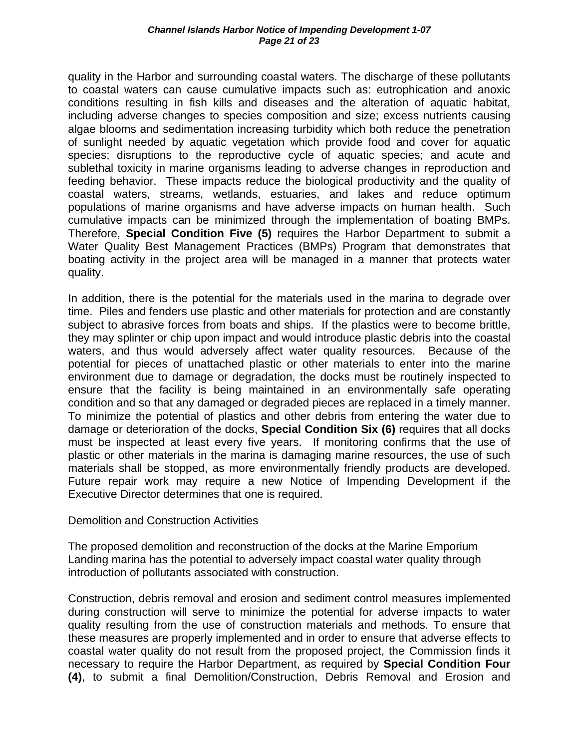quality in the Harbor and surrounding coastal waters. The discharge of these pollutants to coastal waters can cause cumulative impacts such as: eutrophication and anoxic conditions resulting in fish kills and diseases and the alteration of aquatic habitat, including adverse changes to species composition and size; excess nutrients causing algae blooms and sedimentation increasing turbidity which both reduce the penetration of sunlight needed by aquatic vegetation which provide food and cover for aquatic species; disruptions to the reproductive cycle of aquatic species; and acute and sublethal toxicity in marine organisms leading to adverse changes in reproduction and feeding behavior. These impacts reduce the biological productivity and the quality of coastal waters, streams, wetlands, estuaries, and lakes and reduce optimum populations of marine organisms and have adverse impacts on human health. Such cumulative impacts can be minimized through the implementation of boating BMPs. Therefore, **Special Condition Five (5)** requires the Harbor Department to submit a Water Quality Best Management Practices (BMPs) Program that demonstrates that boating activity in the project area will be managed in a manner that protects water quality.

In addition, there is the potential for the materials used in the marina to degrade over time. Piles and fenders use plastic and other materials for protection and are constantly subject to abrasive forces from boats and ships. If the plastics were to become brittle, they may splinter or chip upon impact and would introduce plastic debris into the coastal waters, and thus would adversely affect water quality resources. Because of the potential for pieces of unattached plastic or other materials to enter into the marine environment due to damage or degradation, the docks must be routinely inspected to ensure that the facility is being maintained in an environmentally safe operating condition and so that any damaged or degraded pieces are replaced in a timely manner. To minimize the potential of plastics and other debris from entering the water due to damage or deterioration of the docks, **Special Condition Six (6)** requires that all docks must be inspected at least every five years. If monitoring confirms that the use of plastic or other materials in the marina is damaging marine resources, the use of such materials shall be stopped, as more environmentally friendly products are developed. Future repair work may require a new Notice of Impending Development if the Executive Director determines that one is required.

<u>Demolition and Construction Activities</u>

The proposed demolition and reconstruction of the docks at the Marine Emporium Landing marina has the potential to adversely impact coastal water quality through introduction of pollutants associated with construction.

Construction, debris removal and erosion and sediment control measures implemented during construction will serve to minimize the potential for adverse impacts to water quality resulting from the use of construction materials and methods. To ensure that these measures are properly implemented and in order to ensure that adverse effects to coastal water quality do not result from the proposed project, the Commission finds it necessary to require the Harbor Department, as required by **Special Condition Four (4)**, to submit a final Demolition/Construction, Debris Removal and Erosion and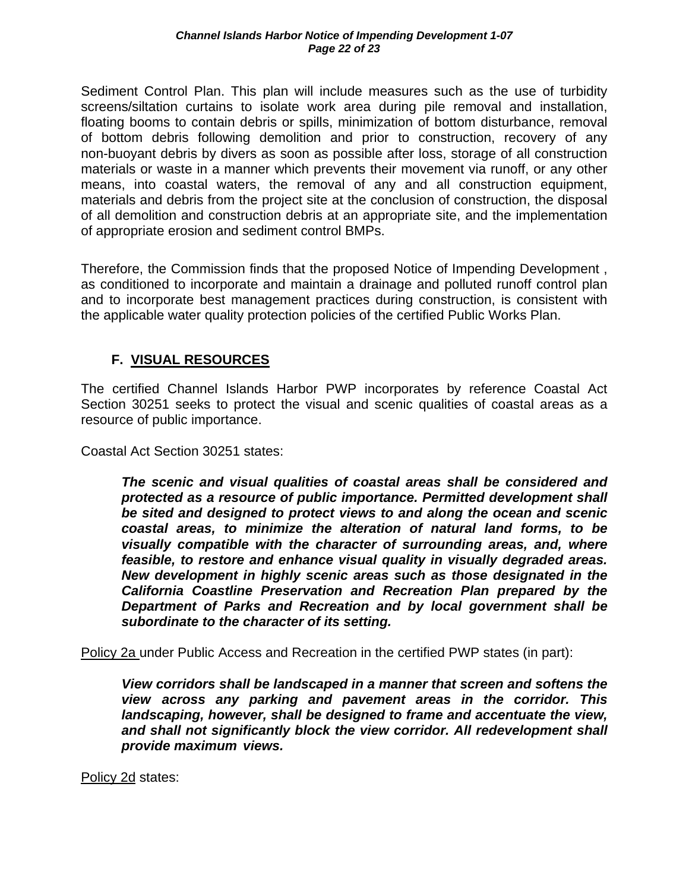Sediment Control Plan. This plan will include measures such as the use of turbidity screens/siltation curtains to isolate work area during pile removal and installation, floating booms to contain debris or spills, minimization of bottom disturbance, removal of bottom debris following demolition and prior to construction, recovery of any non-buoyant debris by divers as soon as possible after loss, storage of all construction materials or waste in a manner which prevents their movement via runoff, or any other means, into coastal waters, the removal of any and all construction equipment, materials and debris from the project site at the conclusion of construction, the disposal of all demolition and construction debris at an appropriate site, and the implementation of appropriate erosion and sediment control BMPs.

Therefore, the Commission finds that the proposed Notice of Impending Development , as conditioned to incorporate and maintain a drainage and polluted runoff control plan and to incorporate best management practices during construction, is consistent with the applicable water quality protection policies of the certified Public Works Plan.

## F. VISUAL RESOURCES

The certified Channel Islands Harbor PWP incorporates by reference Coastal Act Section 30251 seeks to protect the visual and scenic qualities of coastal areas as a resource of public importance.

Coastal Act Section 30251 states:

> ***The scenic and visual qualities of coastal areas shall be considered and protected as a resource of public importance. Permitted development shall be sited and designed to protect views to and along the ocean and scenic coastal areas, to minimize the alteration of natural land forms, to be visually compatible with the character of surrounding areas, and, where feasible, to restore and enhance visual quality in visually degraded areas. New development in highly scenic areas such as those designated in the California Coastline Preservation and Recreation Plan prepared by the Department of Parks and Recreation and by local government shall be subordinate to the character of its setting.***

Policy 2a under Public Access and Recreation in the certified PWP states (in part):

> ***View corridors shall be landscaped in a manner that screen and softens the view across any parking and pavement areas in the corridor. This landscaping, however, shall be designed to frame and accentuate the view, and shall not significantly block the view corridor. All redevelopment shall provide maximum views.***

Policy 2d states: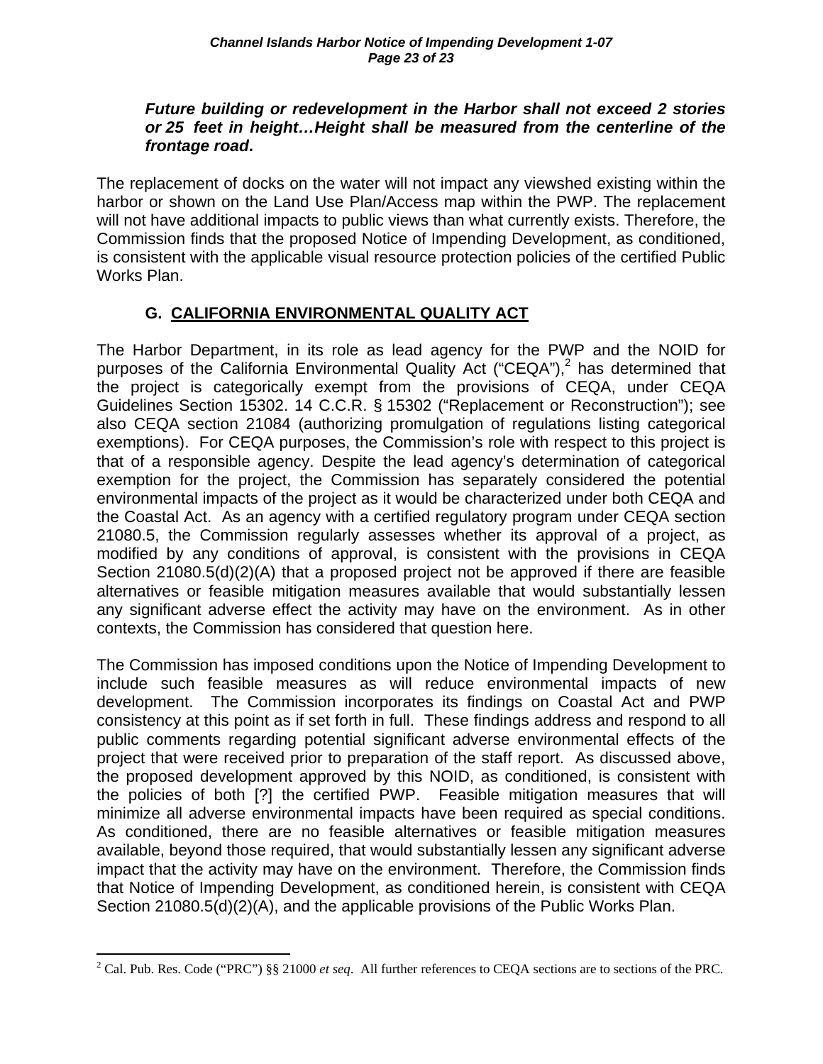***Future building or redevelopment in the Harbor shall not exceed 2 stories or 25 feet in height…Height shall be measured from the centerline of the frontage road*.**

The replacement of docks on the water will not impact any viewshed existing within the harbor or shown on the Land Use Plan/Access map within the PWP. The replacement will not have additional impacts to public views than what currently exists. Therefore, the Commission finds that the proposed Notice of Impending Development, as conditioned, is consistent with the applicable visual resource protection policies of the certified Public Works Plan.

## G. CALIFORNIA ENVIRONMENTAL QUALITY ACT

The Harbor Department, in its role as lead agency for the PWP and the NOID for purposes of the California Environmental Quality Act ("CEQA"),[2] has determined that the project is categorically exempt from the provisions of CEQA, under CEQA Guidelines Section 15302. 14 C.C.R. § 15302 ("Replacement or Reconstruction"); see also CEQA section 21084 (authorizing promulgation of regulations listing categorical exemptions). For CEQA purposes, the Commission's role with respect to this project is that of a responsible agency. Despite the lead agency's determination of categorical exemption for the project, the Commission has separately considered the potential environmental impacts of the project as it would be characterized under both CEQA and the Coastal Act. As an agency with a certified regulatory program under CEQA section 21080.5, the Commission regularly assesses whether its approval of a project, as modified by any conditions of approval, is consistent with the provisions in CEQA Section 21080.5(d)(2)(A) that a proposed project not be approved if there are feasible alternatives or feasible mitigation measures available that would substantially lessen any significant adverse effect the activity may have on the environment. As in other contexts, the Commission has considered that question here.

The Commission has imposed conditions upon the Notice of Impending Development to include such feasible measures as will reduce environmental impacts of new development. The Commission incorporates its findings on Coastal Act and PWP consistency at this point as if set forth in full. These findings address and respond to all public comments regarding potential significant adverse environmental effects of the project that were received prior to preparation of the staff report. As discussed above, the proposed development approved by this NOID, as conditioned, is consistent with the policies of both [?] the certified PWP. Feasible mitigation measures that will minimize all adverse environmental impacts have been required as special conditions. As conditioned, there are no feasible alternatives or feasible mitigation measures available, beyond those required, that would substantially lessen any significant adverse impact that the activity may have on the environment. Therefore, the Commission finds that Notice of Impending Development, as conditioned herein, is consistent with CEQA Section 21080.5(d)(2)(A), and the applicable provisions of the Public Works Plan.

---

[2] Cal. Pub. Res. Code ("PRC") §§ 21000 *et seq*. All further references to CEQA sections are to sections of the PRC.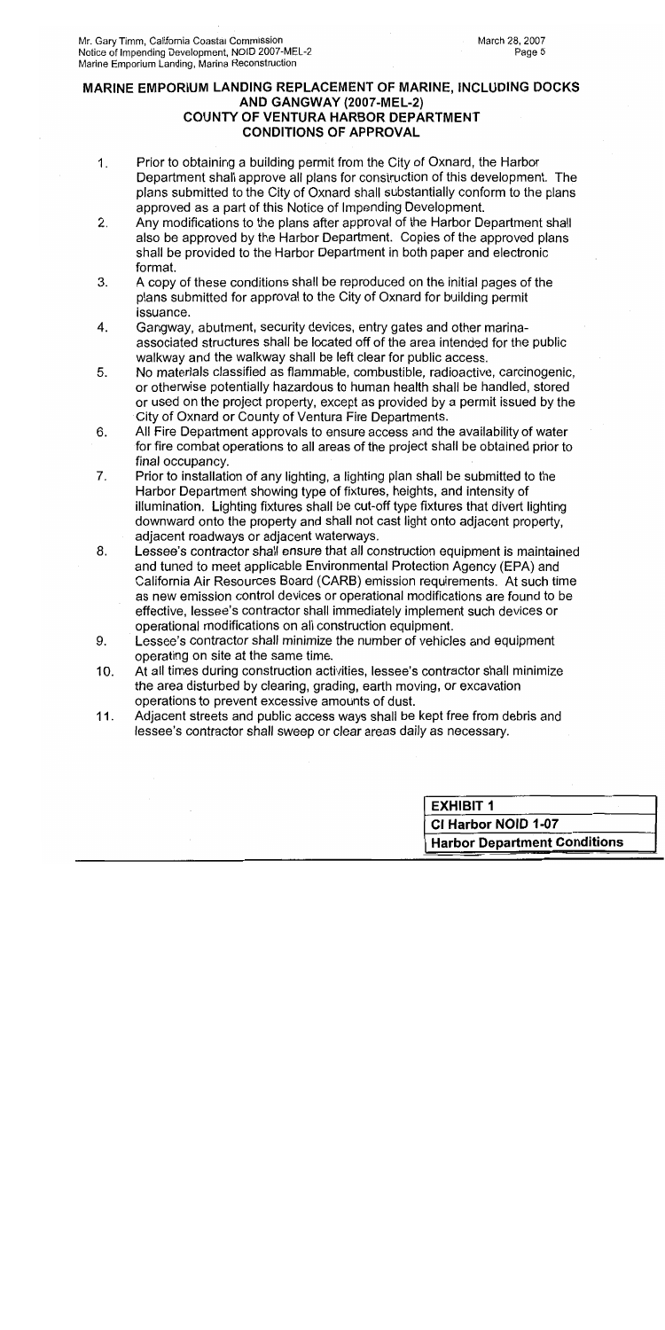## MARINE EMPORIUM LANDING REPLACEMENT OF MARINE, INCLUDING DOCKS AND GANGWAY (2007-MEL-2)
## COUNTY OF VENTURA HARBOR DEPARTMENT
## CONDITIONS OF APPROVAL

1. Prior to obtaining a building permit from the City of Oxnard, the Harbor Department shall approve all plans for construction of this development. The plans submitted to the City of Oxnard shall substantially conform to the plans approved as a part of this Notice of Impending Development.
2. Any modifications to the plans after approval of the Harbor Department shall also be approved by the Harbor Department. Copies of the approved plans shall be provided to the Harbor Department in both paper and electronic format.
3. A copy of these conditions shall be reproduced on the initial pages of the plans submitted for approval to the City of Oxnard for building permit issuance.
4. Gangway, abutment, security devices, entry gates and other marina-associated structures shall be located off of the area intended for the public walkway and the walkway shall be left clear for public access.
5. No materials classified as flammable, combustible, radioactive, carcinogenic, or otherwise potentially hazardous to human health shall be handled, stored or used on the project property, except as provided by a permit issued by the City of Oxnard or County of Ventura Fire Departments.
6. All Fire Department approvals to ensure access and the availability of water for fire combat operations to all areas of the project shall be obtained prior to final occupancy.
7. Prior to installation of any lighting, a lighting plan shall be submitted to the Harbor Department showing type of fixtures, heights, and intensity of illumination. Lighting fixtures shall be cut-off type fixtures that divert lighting downward onto the property and shall not cast light onto adjacent property, adjacent roadways or adjacent waterways.
8. Lessee's contractor shall ensure that all construction equipment is maintained and tuned to meet applicable Environmental Protection Agency (EPA) and California Air Resources Board (CARB) emission requirements. At such time as new emission control devices or operational modifications are found to be effective, lessee's contractor shall immediately implement such devices or operational modifications on all construction equipment.
9. Lessee's contractor shall minimize the number of vehicles and equipment operating on site at the same time.
10. At all times during construction activities, lessee's contractor shall minimize the area disturbed by clearing, grading, earth moving, or excavation operations to prevent excessive amounts of dust.
11. Adjacent streets and public access ways shall be kept free from debris and lessee's contractor shall sweep or clear areas daily as necessary.

| EXHIBIT 1 |
|---|
| CI Harbor NOID 1-07 |
| Harbor Department Conditions |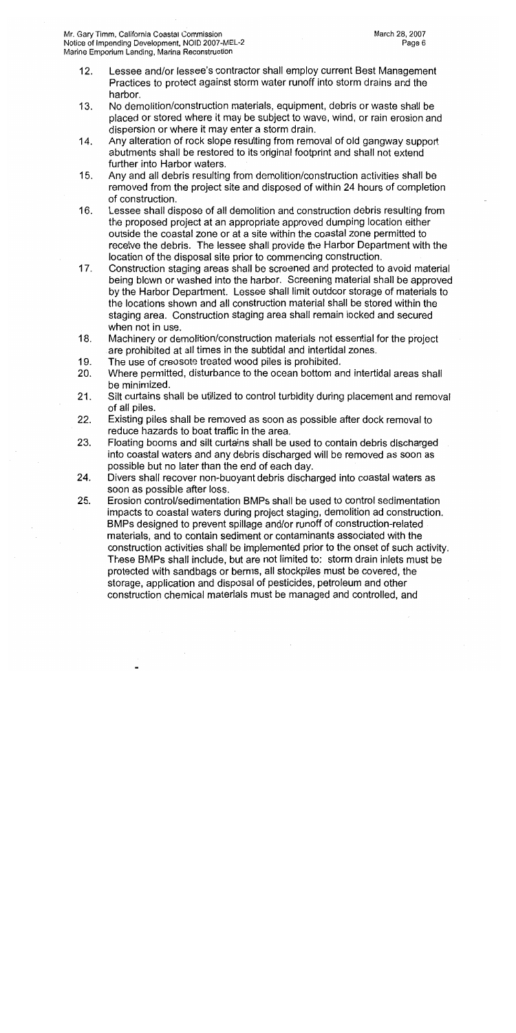12. Lessee and/or lessee's contractor shall employ current Best Management Practices to protect against storm water runoff into storm drains and the harbor.
13. No demolition/construction materials, equipment, debris or waste shall be placed or stored where it may be subject to wave, wind, or rain erosion and dispersion or where it may enter a storm drain.
14. Any alteration of rock slope resulting from removal of old gangway support abutments shall be restored to its original footprint and shall not extend further into Harbor waters.
15. Any and all debris resulting from demolition/construction activities shall be removed from the project site and disposed of within 24 hours of completion of construction.
16. Lessee shall dispose of all demolition and construction debris resulting from the proposed project at an appropriate approved dumping location either outside the coastal zone or at a site within the coastal zone permitted to receive the debris. The lessee shall provide the Harbor Department with the location of the disposal site prior to commencing construction.
17. Construction staging areas shall be screened and protected to avoid material being blown or washed into the harbor. Screening material shall be approved by the Harbor Department. Lessee shall limit outdoor storage of materials to the locations shown and all construction material shall be stored within the staging area. Construction staging area shall remain locked and secured when not in use.
18. Machinery or demolition/construction materials not essential for the project are prohibited at all times in the subtidal and intertidal zones.
19. The use of creosote treated wood piles is prohibited.
20. Where permitted, disturbance to the ocean bottom and intertidal areas shall be minimized.
21. Silt curtains shall be utilized to control turbidity during placement and removal of all piles.
22. Existing piles shall be removed as soon as possible after dock removal to reduce hazards to boat traffic in the area.
23. Floating booms and silt curtains shall be used to contain debris discharged into coastal waters and any debris discharged will be removed as soon as possible but no later than the end of each day.
24. Divers shall recover non-buoyant debris discharged into coastal waters as soon as possible after loss.
25. Erosion control/sedimentation BMPs shall be used to control sedimentation impacts to coastal waters during project staging, demolition ad construction. BMPs designed to prevent spillage and/or runoff of construction-related materials, and to contain sediment or contaminants associated with the construction activities shall be implemented prior to the onset of such activity. These BMPs shall include, but are not limited to: storm drain inlets must be protected with sandbags or berms, all stockpiles must be covered, the storage, application and disposal of pesticides, petroleum and other construction chemical materials must be managed and controlled, and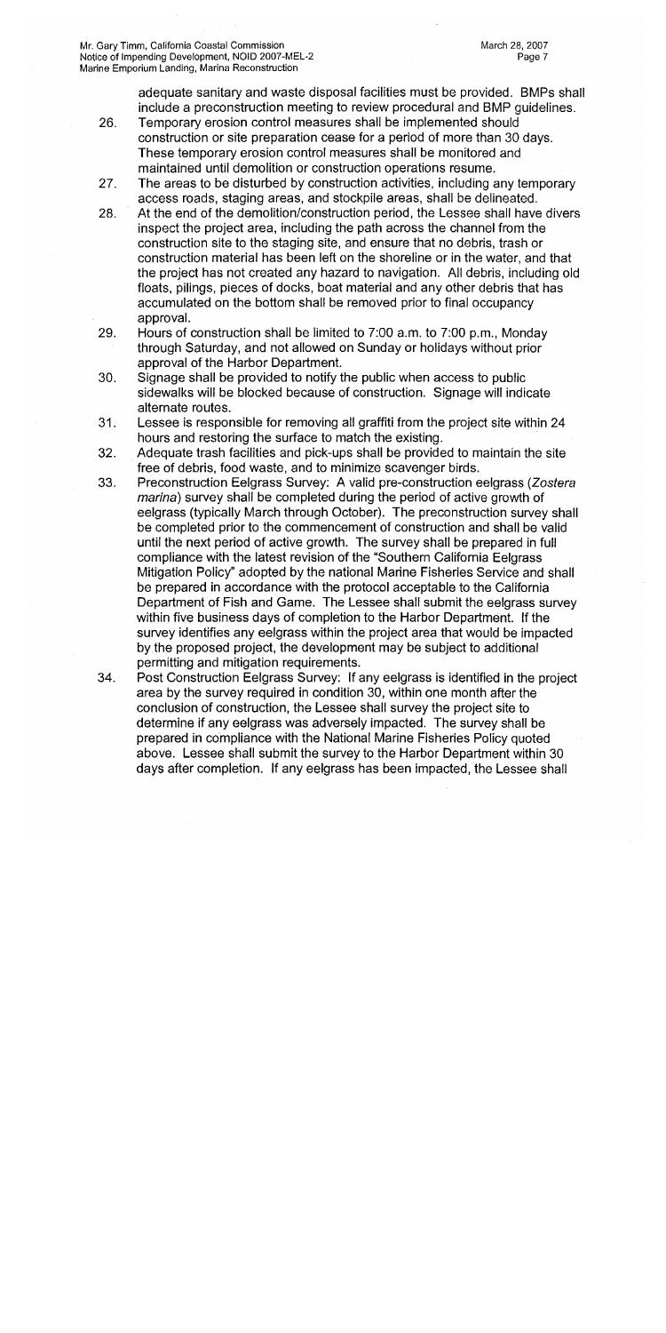adequate sanitary and waste disposal facilities must be provided. BMPs shall include a preconstruction meeting to review procedural and BMP guidelines.

26. Temporary erosion control measures shall be implemented should construction or site preparation cease for a period of more than 30 days. These temporary erosion control measures shall be monitored and maintained until demolition or construction operations resume.
27. The areas to be disturbed by construction activities, including any temporary access roads, staging areas, and stockpile areas, shall be delineated.
28. At the end of the demolition/construction period, the Lessee shall have divers inspect the project area, including the path across the channel from the construction site to the staging site, and ensure that no debris, trash or construction material has been left on the shoreline or in the water, and that the project has not created any hazard to navigation. All debris, including old floats, pilings, pieces of docks, boat material and any other debris that has accumulated on the bottom shall be removed prior to final occupancy approval.
29. Hours of construction shall be limited to 7:00 a.m. to 7:00 p.m., Monday through Saturday, and not allowed on Sunday or holidays without prior approval of the Harbor Department.
30. Signage shall be provided to notify the public when access to public sidewalks will be blocked because of construction. Signage will indicate alternate routes.
31. Lessee is responsible for removing all graffiti from the project site within 24 hours and restoring the surface to match the existing.
32. Adequate trash facilities and pick-ups shall be provided to maintain the site free of debris, food waste, and to minimize scavenger birds.
33. Preconstruction Eelgrass Survey: A valid pre-construction eelgrass (*Zostera marina*) survey shall be completed during the period of active growth of eelgrass (typically March through October). The preconstruction survey shall be completed prior to the commencement of construction and shall be valid until the next period of active growth. The survey shall be prepared in full compliance with the latest revision of the "Southern California Eelgrass Mitigation Policy" adopted by the national Marine Fisheries Service and shall be prepared in accordance with the protocol acceptable to the California Department of Fish and Game. The Lessee shall submit the eelgrass survey within five business days of completion to the Harbor Department. If the survey identifies any eelgrass within the project area that would be impacted by the proposed project, the development may be subject to additional permitting and mitigation requirements.
34. Post Construction Eelgrass Survey: If any eelgrass is identified in the project area by the survey required in condition 30, within one month after the conclusion of construction, the Lessee shall survey the project site to determine if any eelgrass was adversely impacted. The survey shall be prepared in compliance with the National Marine Fisheries Policy quoted above. Lessee shall submit the survey to the Harbor Department within 30 days after completion. If any eelgrass has been impacted, the Lessee shall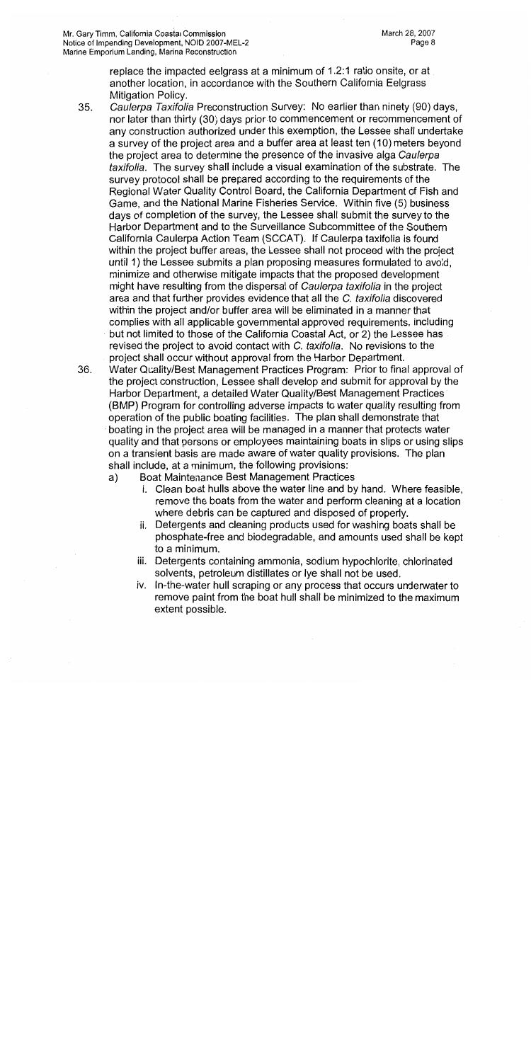replace the impacted eelgrass at a minimum of 1.2:1 ratio onsite, or at another location, in accordance with the Southern California Eelgrass Mitigation Policy.

35. *Caulerpa Taxifolia* Preconstruction Survey: No earlier than ninety (90) days, nor later than thirty (30) days prior to commencement or recommencement of any construction authorized under this exemption, the Lessee shall undertake a survey of the project area and a buffer area at least ten (10) meters beyond the project area to determine the presence of the invasive alga *Caulerpa taxifolia*. The survey shall include a visual examination of the substrate. The survey protocol shall be prepared according to the requirements of the Regional Water Quality Control Board, the California Department of Fish and Game, and the National Marine Fisheries Service. Within five (5) business days of completion of the survey, the Lessee shall submit the survey to the Harbor Department and to the Surveillance Subcommittee of the Southern California Caulerpa Action Team (SCCAT). If Caulerpa taxifolia is found within the project buffer areas, the Lessee shall not proceed with the project until 1) the Lessee submits a plan proposing measures formulated to avoid, minimize and otherwise mitigate impacts that the proposed development might have resulting from the dispersal of *Caulerpa taxifolia* in the project area and that further provides evidence that all the *C. taxifolia* discovered within the project and/or buffer area will be eliminated in a manner that complies with all applicable governmental approved requirements, including but not limited to those of the California Coastal Act, or 2) the Lessee has revised the project to avoid contact with *C. taxifolia*. No revisions to the project shall occur without approval from the Harbor Department.

36. Water Quality/Best Management Practices Program: Prior to final approval of the project construction, Lessee shall develop and submit for approval by the Harbor Department, a detailed Water Quality/Best Management Practices (BMP) Program for controlling adverse impacts to water quality resulting from operation of the public boating facilities. The plan shall demonstrate that boating in the project area will be managed in a manner that protects water quality and that persons or employees maintaining boats in slips or using slips on a transient basis are made aware of water quality provisions. The plan shall include, at a minimum, the following provisions:

    a) Boat Maintenance Best Management Practices

        i. Clean boat hulls above the water line and by hand. Where feasible, remove the boats from the water and perform cleaning at a location where debris can be captured and disposed of properly.

        ii. Detergents and cleaning products used for washing boats shall be phosphate-free and biodegradable, and amounts used shall be kept to a minimum.

        iii. Detergents containing ammonia, sodium hypochlorite, chlorinated solvents, petroleum distillates or lye shall not be used.

        iv. In-the-water hull scraping or any process that occurs underwater to remove paint from the boat hull shall be minimized to the maximum extent possible.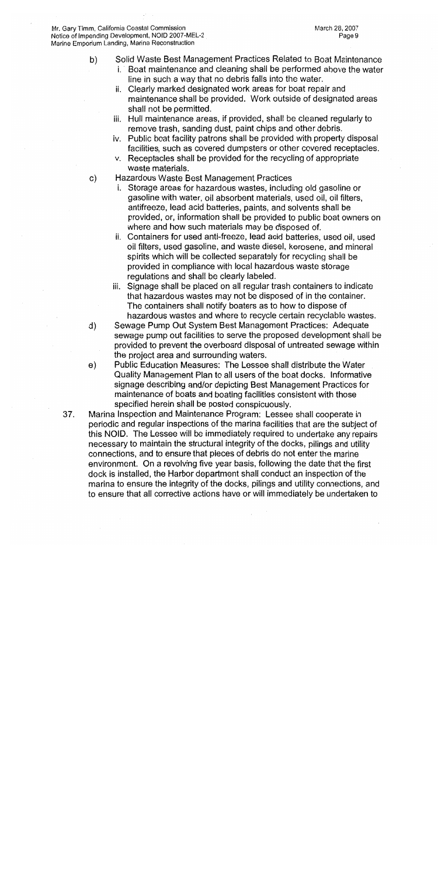b) Solid Waste Best Management Practices Related to Boat Maintenance
   i. Boat maintenance and cleaning shall be performed above the water line in such a way that no debris falls into the water.
   ii. Clearly marked designated work areas for boat repair and maintenance shall be provided. Work outside of designated areas shall not be permitted.
   iii. Hull maintenance areas, if provided, shall be cleaned regularly to remove trash, sanding dust, paint chips and other debris.
   iv. Public boat facility patrons shall be provided with property disposal facilities, such as covered dumpsters or other covered receptacles.
   v. Receptacles shall be provided for the recycling of appropriate waste materials.

c) Hazardous Waste Best Management Practices
   i. Storage areas for hazardous wastes, including old gasoline or gasoline with water, oil absorbent materials, used oil, oil filters, antifreeze, lead acid batteries, paints, and solvents shall be provided, or, information shall be provided to public boat owners on where and how such materials may be disposed of.
   ii. Containers for used anti-freeze, lead acid batteries, used oil, used oil filters, used gasoline, and waste diesel, kerosene, and mineral spirits which will be collected separately for recycling shall be provided in compliance with local hazardous waste storage regulations and shall be clearly labeled.
   iii. Signage shall be placed on all regular trash containers to indicate that hazardous wastes may not be disposed of in the container. The containers shall notify boaters as to how to dispose of hazardous wastes and where to recycle certain recyclable wastes.

d) Sewage Pump Out System Best Management Practices: Adequate sewage pump out facilities to serve the proposed development shall be provided to prevent the overboard disposal of untreated sewage within the project area and surrounding waters.

e) Public Education Measures: The Lessee shall distribute the Water Quality Management Plan to all users of the boat docks. Informative signage describing and/or depicting Best Management Practices for maintenance of boats and boating facilities consistent with those specified herein shall be posted conspicuously.

37. Marina Inspection and Maintenance Program: Lessee shall cooperate in periodic and regular inspections of the marina facilities that are the subject of this NOID. The Lessee will be immediately required to undertake any repairs necessary to maintain the structural integrity of the docks, pilings and utility connections, and to ensure that pieces of debris do not enter the marine environment. On a revolving five year basis, following the date that the first dock is installed, the Harbor department shall conduct an inspection of the marina to ensure the integrity of the docks, pilings and utility connections, and to ensure that all corrective actions have or will immediately be undertaken to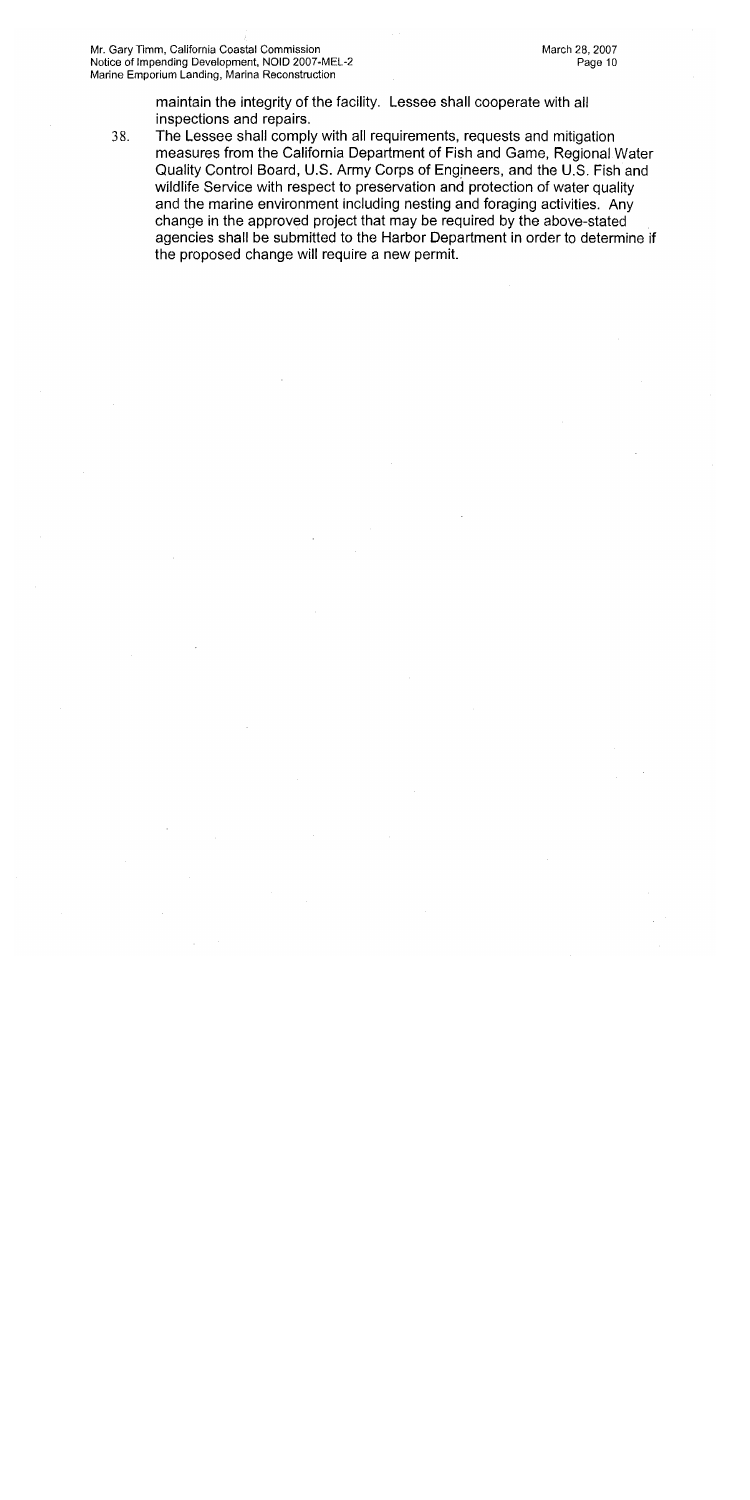maintain the integrity of the facility. Lessee shall cooperate with all inspections and repairs.

38. The Lessee shall comply with all requirements, requests and mitigation measures from the California Department of Fish and Game, Regional Water Quality Control Board, U.S. Army Corps of Engineers, and the U.S. Fish and wildlife Service with respect to preservation and protection of water quality and the marine environment including nesting and foraging activities. Any change in the approved project that may be required by the above-stated agencies shall be submitted to the Harbor Department in order to determine if the proposed change will require a new permit.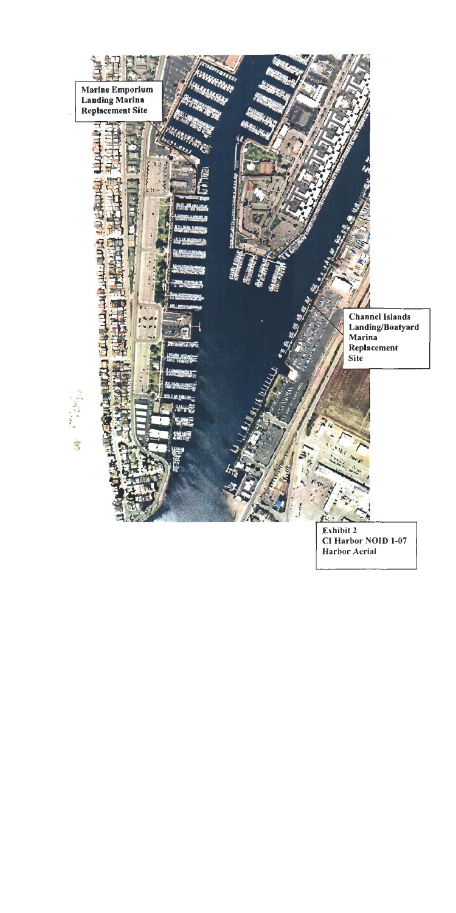Marine Emporium Landing Marina Replacement Site

Channel Islands Landing/Boatyard Marina Replacement Site

Exhibit 2
CI Harbor NOID 1-07
Harbor Aerial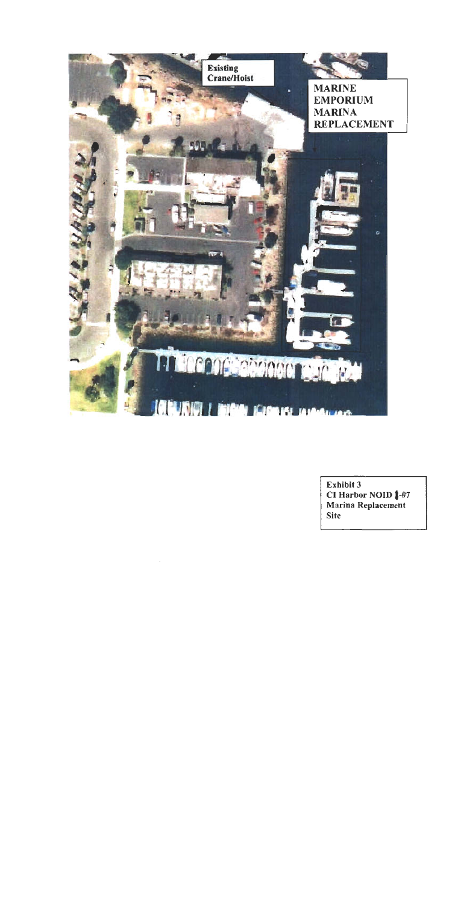Existing Crane/Hoist

MARINE EMPORIUM MARINA REPLACEMENT

Exhibit 3
CI Harbor NOID 1-07
Marina Replacement Site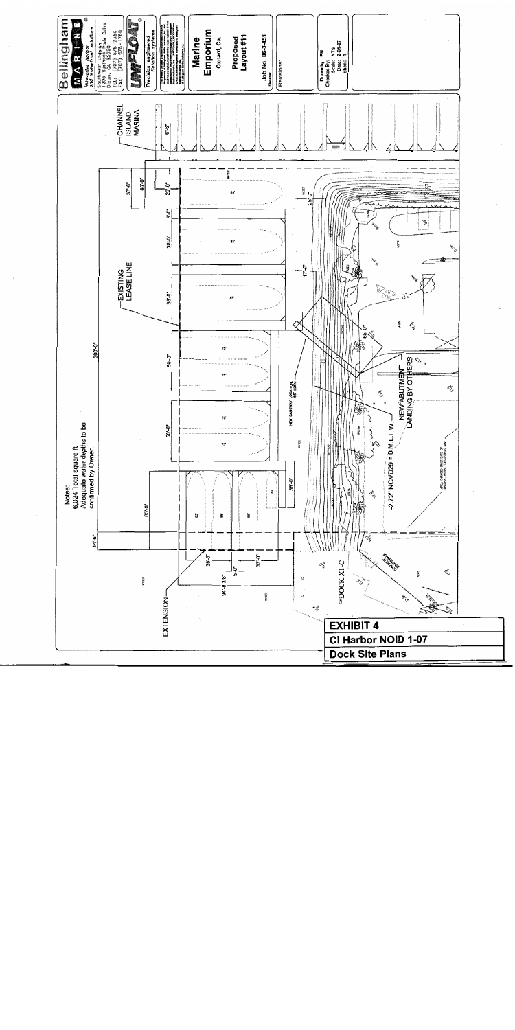**Bellingham MARINE**

Integrated marine and waterfront solutions

Southwest Division
1205 Business Park Drive
Dixon, CA 95620
TEL: (707) 678-2385
FAX: (707) 678-1769

**UNIFLOAT**

Precision engineered flotation systems

**Marine Emporium**

Oxnard, Ca.

**Proposed Layout #11**

Job No. 06-3451

Revisions:

Drawn by: EN
Checked By:
Scale: NTS
Date: 2-01-07
Sheet: 1

Notes:
6,024 Total square ft.
Adequate water depths to be confirmed by Owner.

CHANNEL ISLAND MARINA

EXISTING LEASE LINE

EXTENSION

NEW ABUTMENT LANDING BY OTHERS

-2.72" NGVD29 = 0 M.L.L.W.

DOCK X1-C

NEW GANGWAY LOCATION, 80' LONG

14'-6" | 65'-0" | 360'-0" | 33'-6" | 40'-0" | 38'-0" | 38'-0" | 50'-0" | 50'-0" | 38'-0" | 38'-0" | 5'-0" | 33'-0" | 94'-9 3/8" | 20'-0" | 25'-0" | 17'-2" | 8'-0" | 6'-6"

**EXHIBIT 4**

**CI Harbor NOID 1-07**

**Dock Site Plans**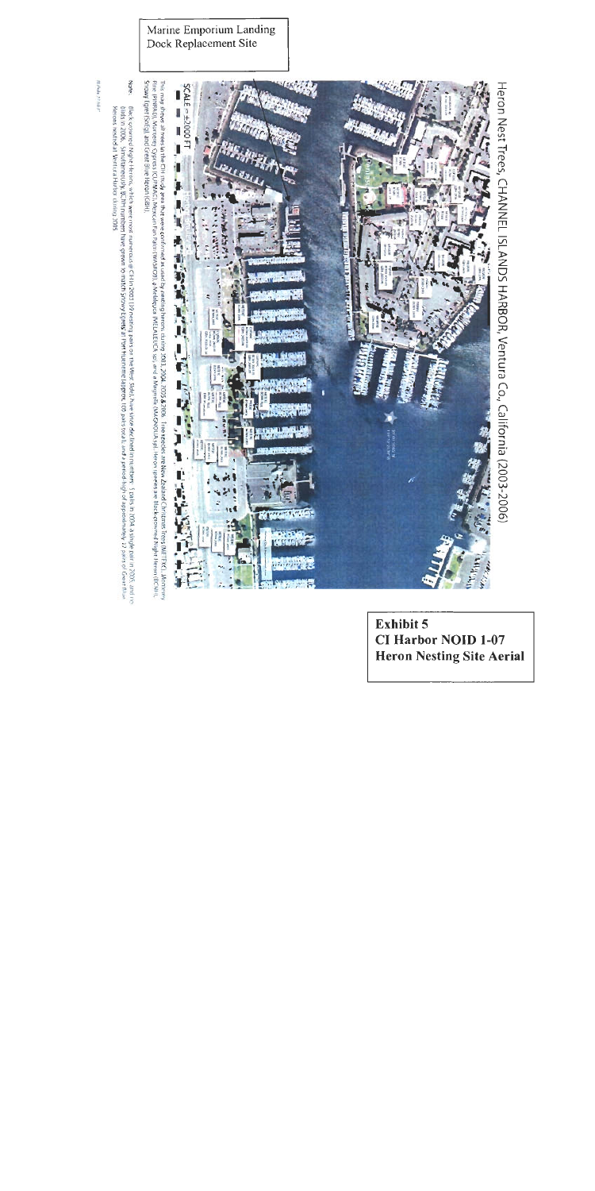Marine Emporium Landing Dock Replacement Site

# Heron Nest Trees, CHANNEL ISLANDS HARBOR, Ventura Co., California (2003-2006)

SCALE = ±2000 FT

This map shows all trees in the CI Harbor area that were confirmed as used by nesting herons during 2003, 2004, 2005 & 2006. Tree species are New Zealand Christmas Trees (METEXC), Monterey Pine (PINRAD), Monterey Cypress (CUPMAC), Mexican Fan Palms (WASROB), a Melaleuca (MELALEUCA sp), and a Magnolia (MAGNOLIA sp). Heron species are Black-crowned Night Heron (BCNH), Snowy Egret (SNEG) and Great Blue Heron (GBH).

Note: Black-crowned Night Herons, which were most numerous at CI in 2003 (10 nesting pairs on the West Side), have since declined in numbers: 3 pairs in 2004, a single pair in 2005, and no birds in 2006. Simultaneously, BCNH numbers have grown to match Snowy Egrets at their maximum (approx. 105 pairs total), and a period high of approximately 45 pairs of Great Blue Herons nested at Ventura Harbor during 2005.

**Exhibit 5**
**CI Harbor NOID 1-07**
**Heron Nesting Site Aerial**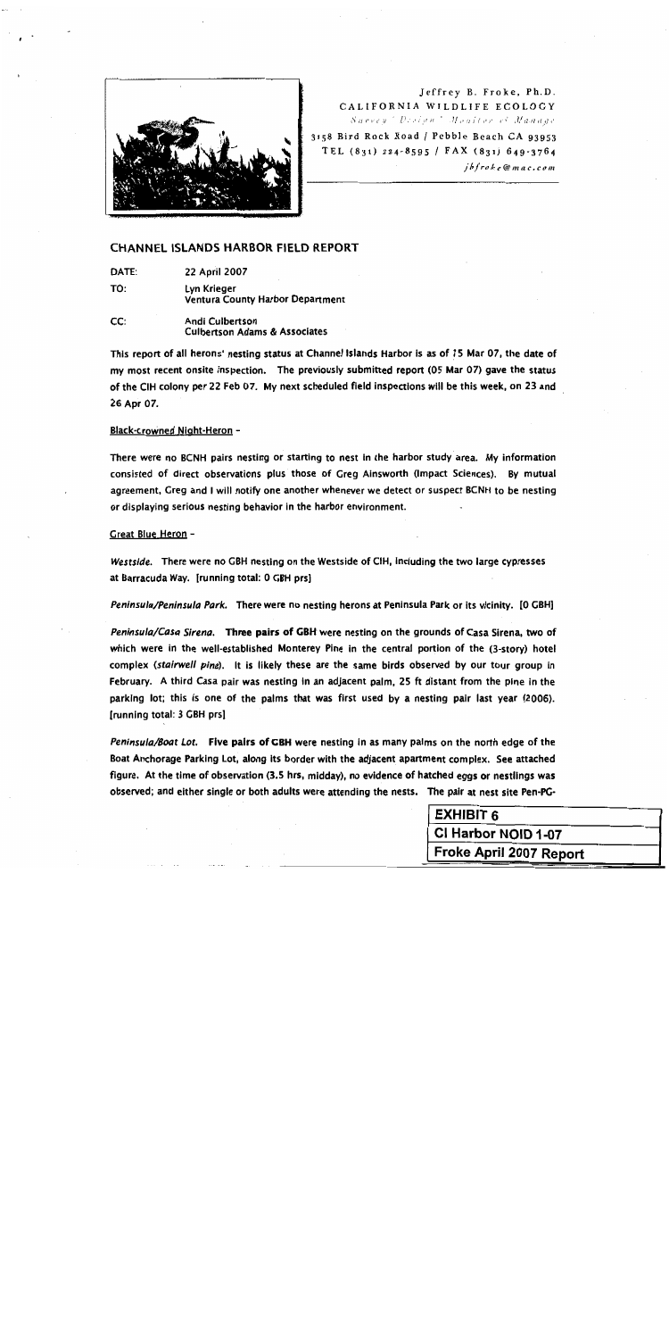Jeffrey B. Froke, Ph.D.
CALIFORNIA WILDLIFE ECOLOGY
*Survey · Design · Monitor & Manage*
3158 Bird Rock Road / Pebble Beach CA 93953
TEL (831) 224-8595 / FAX (831) 649-3764
*jbfroke@mac.com*

## CHANNEL ISLANDS HARBOR FIELD REPORT

**DATE:** 22 April 2007

**TO:** Lyn Krieger
Ventura County Harbor Department

**CC:** Andi Culbertson
Culbertson Adams & Associates

This report of all herons' nesting status at Channel Islands Harbor is as of 15 Mar 07, the date of my most recent onsite inspection. The previously submitted report (05 Mar 07) gave the status of the CIH colony per 22 Feb 07. My next scheduled field inspections will be this week, on 23 and 26 Apr 07.

Black-crowned Night-Heron –

There were no BCNH pairs nesting or starting to nest in the harbor study area. My information consisted of direct observations plus those of Greg Ainsworth (Impact Sciences). By mutual agreement, Greg and I will notify one another whenever we detect or suspect BCNH to be nesting or displaying serious nesting behavior in the harbor environment.

Great Blue Heron –

*Westside.* There were no GBH nesting on the Westside of CIH, including the two large cypresses at Barracuda Way. [running total: 0 GBH prs]

*Peninsula/Peninsula Park.* There were no nesting herons at Peninsula Park or its vicinity. [0 GBH]

*Peninsula/Casa Sirena.* **Three pairs of GBH** were nesting on the grounds of Casa Sirena, two of which were in the well-established Monterey Pine in the central portion of the (3-story) hotel complex (*stairwell pine*). It is likely these are the same birds observed by our tour group in February. A third Casa pair was nesting in an adjacent palm, 25 ft distant from the pine in the parking lot; this is one of the palms that was first used by a nesting pair last year (2006). [running total: 3 GBH prs]

*Peninsula/Boat Lot.* **Five pairs of GBH** were nesting in as many palms on the north edge of the Boat Anchorage Parking Lot, along its border with the adjacent apartment complex. See attached figure. At the time of observation (3.5 hrs, midday), no evidence of hatched eggs or nestlings was observed; and either single or both adults were attending the nests. The pair at nest site Pen-PG-

| EXHIBIT 6 |
|---|
| CI Harbor NOID 1-07 |
| Froke April 2007 Report |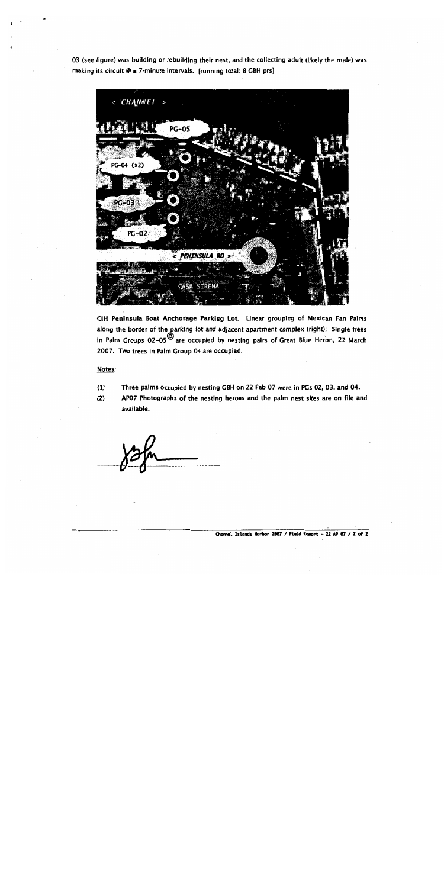03 (see figure) was building or rebuilding their nest, and the collecting adult (likely the male) was making its circuit @ ± 7-minute intervals. [running total: 8 GBH prs]

**CIH Peninsula Boat Anchorage Parking Lot.** Linear grouping of Mexican Fan Palms along the border of the parking lot and adjacent apartment complex (right): Single trees in Palm Groups 02-05 are occupied by nesting pairs of Great Blue Heron, 22 March 2007. Two trees in Palm Group 04 are occupied.

Notes:

(1) Three palms occupied by nesting GBH on 22 Feb 07 were in PGs 02, 03, and 04.

(2) AP07 Photographs of the nesting herons and the palm nest sites are on file and available.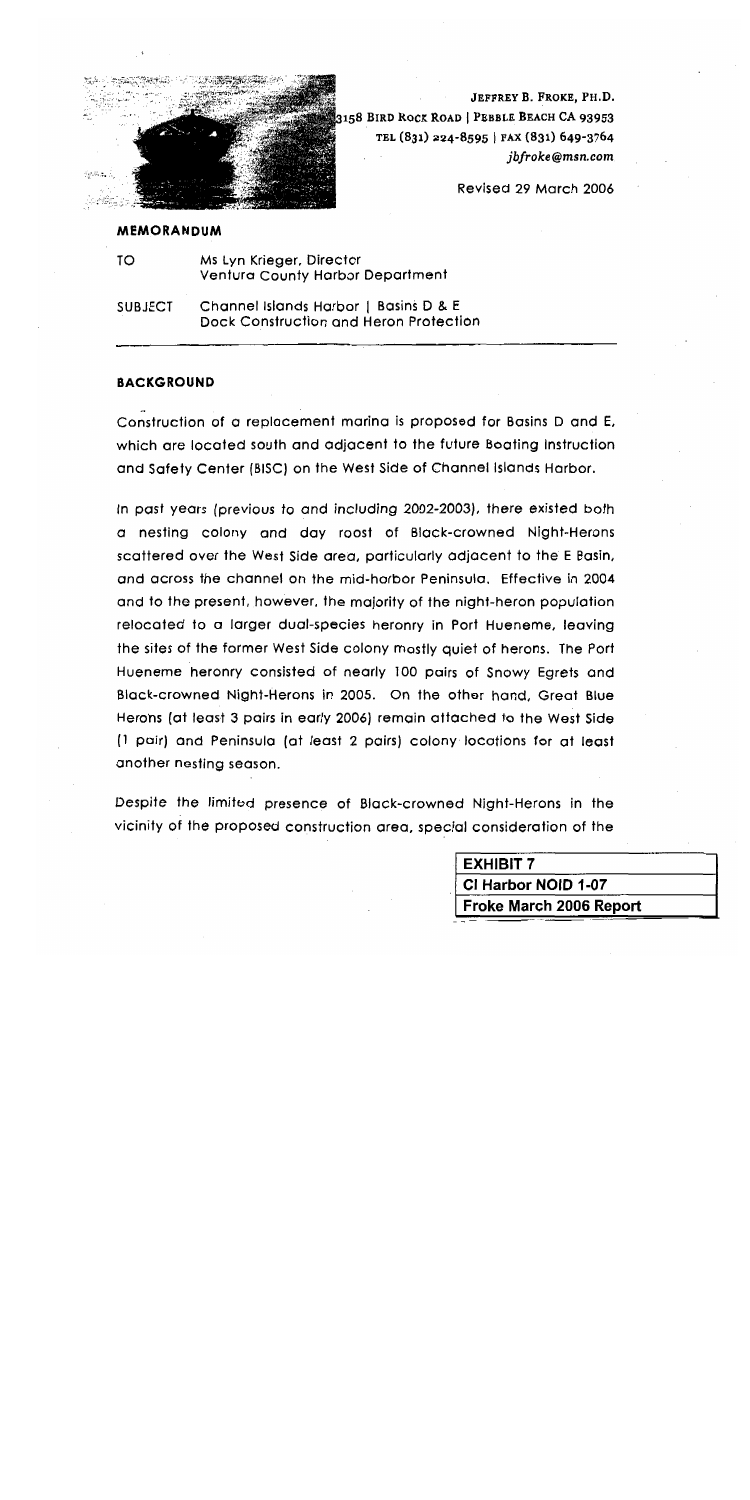JEFFREY B. FROKE, PH.D.
3158 BIRD ROCK ROAD | PEBBLE BEACH CA 93953
TEL (831) 224-8595 | FAX (831) 649-3764
*jbfroke@msn.com*

Revised 29 March 2006

**MEMORANDUM**

| | |
|---|---|
| TO | Ms Lyn Krieger, Director<br>Ventura County Harbor Department |
| SUBJECT | Channel Islands Harbor \| Basins D & E<br>Dock Construction and Heron Protection |

**BACKGROUND**

Construction of a replacement marina is proposed for Basins D and E, which are located south and adjacent to the future Boating Instruction and Safety Center (BISC) on the West Side of Channel Islands Harbor.

In past years (previous to and including 2002-2003), there existed both a nesting colony and day roost of Black-crowned Night-Herons scattered over the West Side area, particularly adjacent to the E Basin, and across the channel on the mid-harbor Peninsula. Effective in 2004 and to the present, however, the majority of the night-heron population relocated to a larger dual-species heronry in Port Hueneme, leaving the sites of the former West Side colony mostly quiet of herons. The Port Hueneme heronry consisted of nearly 100 pairs of Snowy Egrets and Black-crowned Night-Herons in 2005. On the other hand, Great Blue Herons (at least 3 pairs in early 2006) remain attached to the West Side (1 pair) and Peninsula (at least 2 pairs) colony locations for at least another nesting season.

Despite the limited presence of Black-crowned Night-Herons in the vicinity of the proposed construction area, special consideration of the

| EXHIBIT 7 |
|---|
| CI Harbor NOID 1-07 |
| Froke March 2006 Report |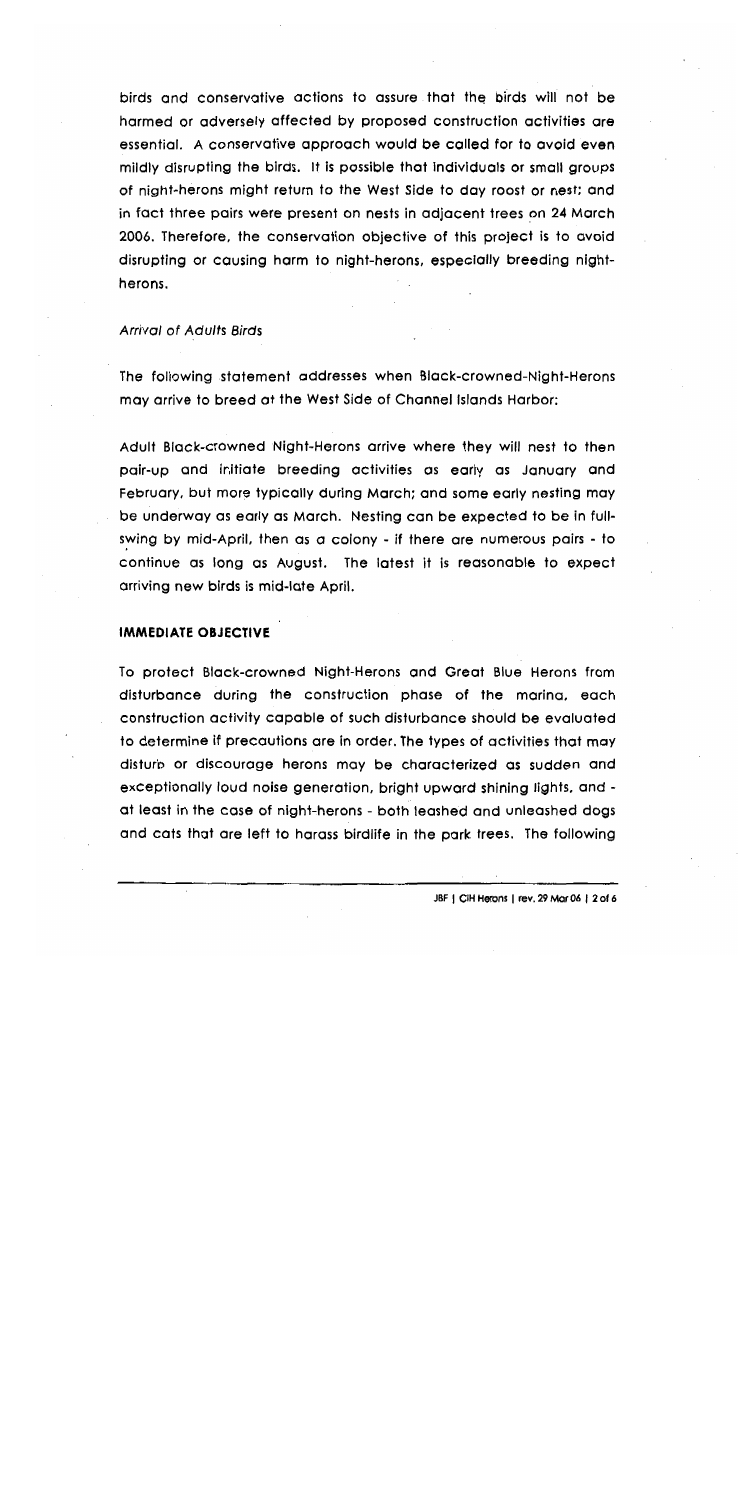birds and conservative actions to assure that the birds will not be harmed or adversely affected by proposed construction activities are essential. A conservative approach would be called for to avoid even mildly disrupting the birds. It is possible that individuals or small groups of night-herons might return to the West Side to day roost or nest; and in fact three pairs were present on nests in adjacent trees on 24 March 2006. Therefore, the conservation objective of this project is to avoid disrupting or causing harm to night-herons, especially breeding night-herons.

*Arrival of Adults Birds*

The following statement addresses when Black-crowned-Night-Herons may arrive to breed at the West Side of Channel Islands Harbor:

Adult Black-crowned Night-Herons arrive where they will nest to then pair-up and initiate breeding activities as early as January and February, but more typically during March; and some early nesting may be underway as early as March. Nesting can be expected to be in full-swing by mid-April, then as a colony - if there are numerous pairs - to continue as long as August. The latest it is reasonable to expect arriving new birds is mid-late April.

**IMMEDIATE OBJECTIVE**

To protect Black-crowned Night-Herons and Great Blue Herons from disturbance during the construction phase of the marina, each construction activity capable of such disturbance should be evaluated to determine if precautions are in order. The types of activities that may disturb or discourage herons may be characterized as sudden and exceptionally loud noise generation, bright upward shining lights, and - at least in the case of night-herons - both leashed and unleashed dogs and cats that are left to harass birdlife in the park trees. The following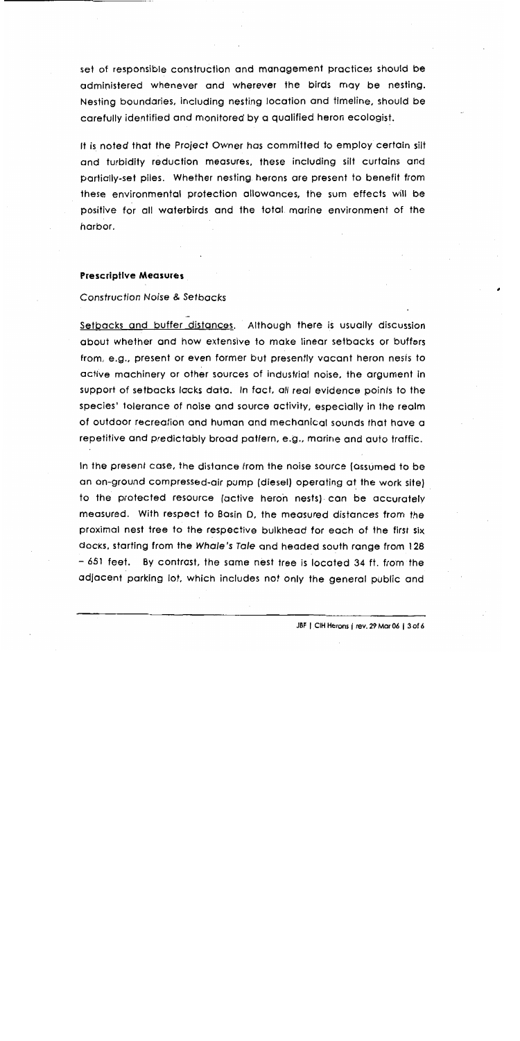set of responsible construction and management practices should be administered whenever and wherever the birds may be nesting. Nesting boundaries, including nesting location and timeline, should be carefully identified and monitored by a qualified heron ecologist.

It is noted that the Project Owner has committed to employ certain silt and turbidity reduction measures, these including silt curtains and partially-set piles. Whether nesting herons are present to benefit from these environmental protection allowances, the sum effects will be positive for all waterbirds and the total marine environment of the harbor.

**Prescriptive Measures**

*Construction Noise & Setbacks*

Setbacks and buffer distances. Although there is usually discussion about whether and how extensive to make linear setbacks or buffers from, e.g., present or even former but presently vacant heron nests to active machinery or other sources of industrial noise, the argument in support of setbacks lacks data. In fact, *all* real evidence points to the species' tolerance of noise and source activity, especially in the realm of outdoor recreation and human and mechanical sounds that have a repetitive and predictably broad pattern, e.g., marine and auto traffic.

In the present case, the distance from the noise source (assumed to be an on-ground compressed-air pump (diesel) operating at the work site) to the protected resource (active heron nests) can be accurately measured. With respect to Basin D, the measured distances from the proximal nest tree to the respective bulkhead for each of the first six docks, starting from the *Whale's Tale* and headed south range from 128 – 651 feet. By contrast, the same nest tree is located 34 ft. from the adjacent parking lot, which includes not only the general public and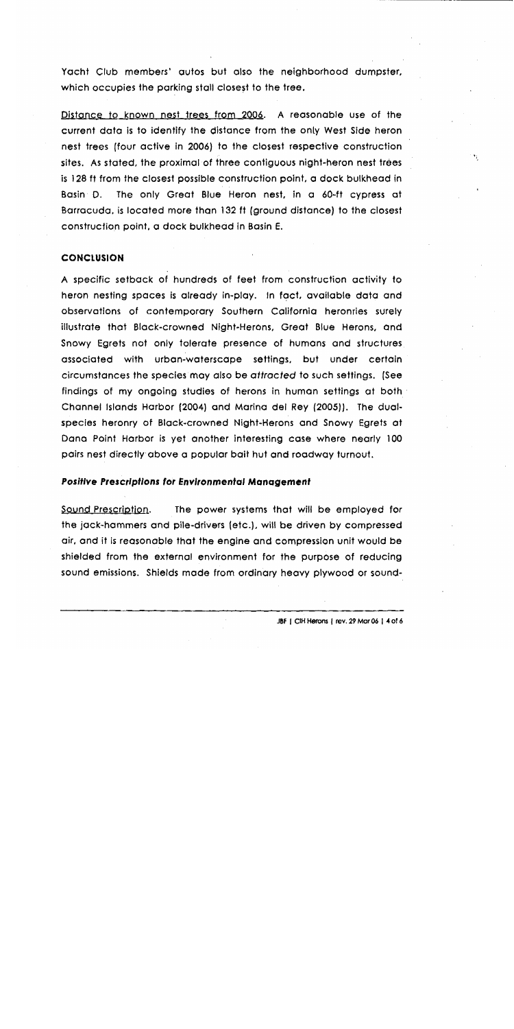Yacht Club members' autos but also the neighborhood dumpster, which occupies the parking stall closest to the tree.

Distance to known nest trees from 2006. A reasonable use of the current data is to identify the distance from the only West Side heron nest trees (four active in 2006) to the closest respective construction sites. As stated, the proximal of three contiguous night-heron nest trees is 128 ft from the closest possible construction point, a dock bulkhead in Basin D. The only Great Blue Heron nest, in a 60-ft cypress at Barracuda, is located more than 132 ft (ground distance) to the closest construction point, a dock bulkhead in Basin E.

**CONCLUSION**

A specific setback of hundreds of feet from construction activity to heron nesting spaces is already in-play. In fact, available data and observations of contemporary Southern California heronries surely illustrate that Black-crowned Night-Herons, Great Blue Herons, and Snowy Egrets not only tolerate presence of humans and structures associated with urban-waterscape settings, but under certain circumstances the species may also be *attracted* to such settings. (See findings of my ongoing studies of herons in human settings at both Channel Islands Harbor (2004) and Marina del Rey (2005)). The dual-species heronry of Black-crowned Night-Herons and Snowy Egrets at Dana Point Harbor is yet another interesting case where nearly 100 pairs nest directly above a popular bait hut and roadway turnout.

***Positive Prescriptions for Environmental Management***

Sound Prescription. The power systems that will be employed for the jack-hammers and pile-drivers (etc.), will be driven by compressed air, and it is reasonable that the engine and compression unit would be shielded from the external environment for the purpose of reducing sound emissions. Shields made from ordinary heavy plywood or sound-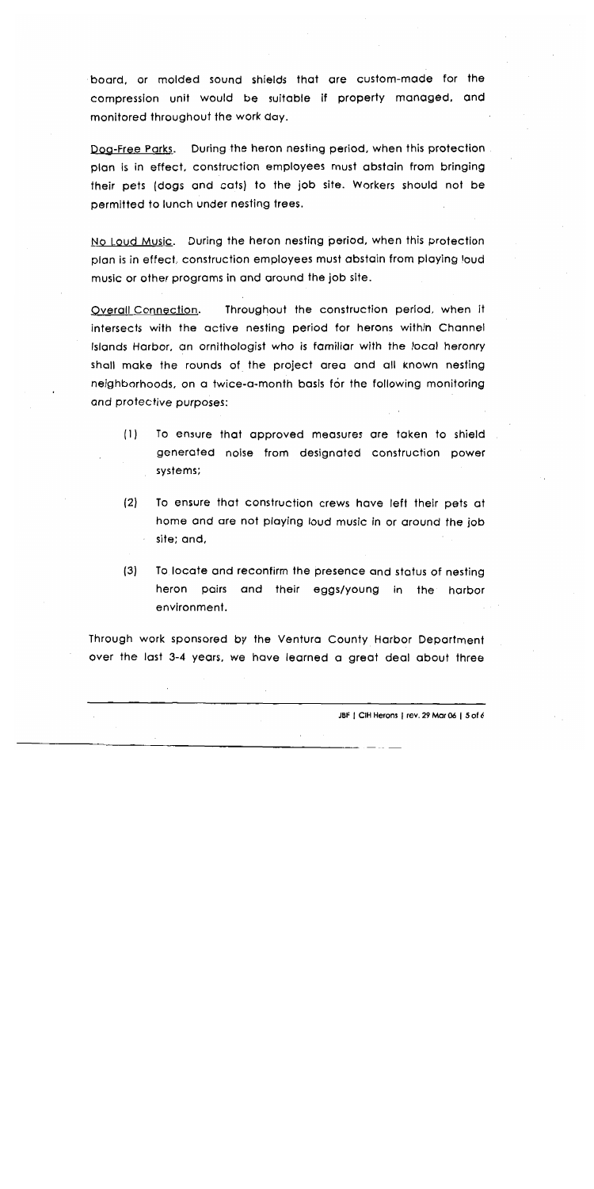board, or molded sound shields that are custom-made for the compression unit would be suitable if properly managed, and monitored throughout the work day.

Dog-Free Parks. During the heron nesting period, when this protection plan is in effect, construction employees must abstain from bringing their pets (dogs and cats) to the job site. Workers should not be permitted to lunch under nesting trees.

No Loud Music. During the heron nesting period, when this protection plan is in effect, construction employees must abstain from playing loud music or other programs in and around the job site.

Overall Connection. Throughout the construction period, when it intersects with the active nesting period for herons within Channel Islands Harbor, an ornithologist who is familiar with the local heronry shall make the rounds of the project area and all known nesting neighborhoods, on a twice-a-month basis for the following monitoring and protective purposes:

(1) To ensure that approved measures are taken to shield generated noise from designated construction power systems;

(2) To ensure that construction crews have left their pets at home and are not playing loud music in or around the job site; and,

(3) To locate and reconfirm the presence and status of nesting heron pairs and their eggs/young in the harbor environment.

Through work sponsored by the Ventura County Harbor Department over the last 3-4 years, we have learned a great deal about three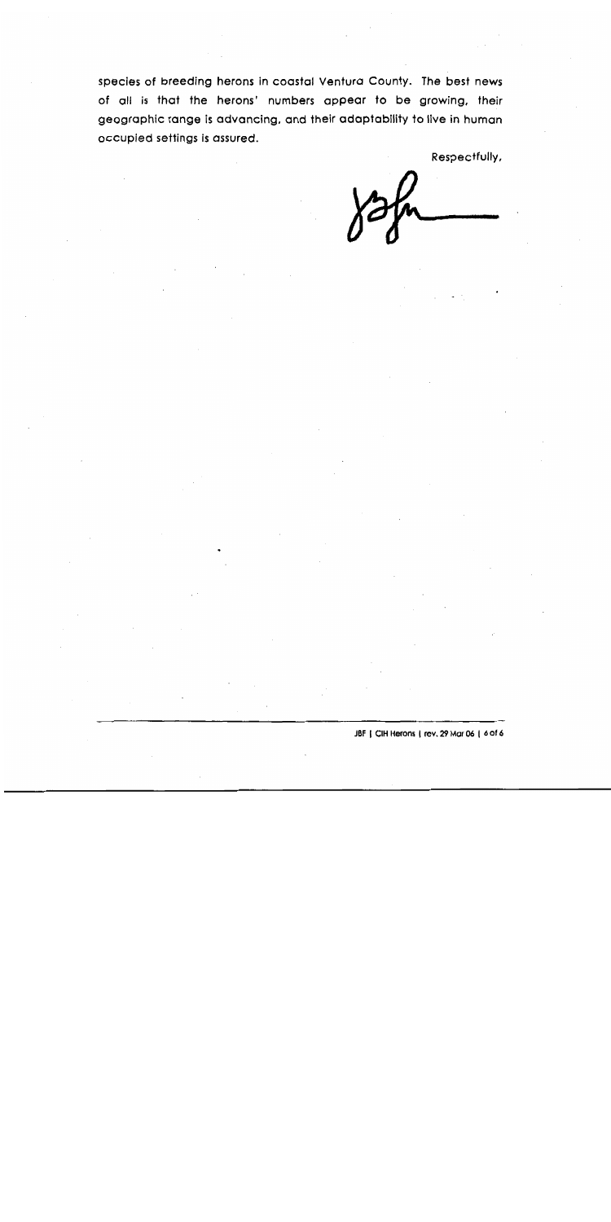species of breeding herons in coastal Ventura County. The best news of all is that the herons' numbers appear to be growing, their geographic range is advancing, and their adaptability to live in human occupied settings is assured.

Respectfully,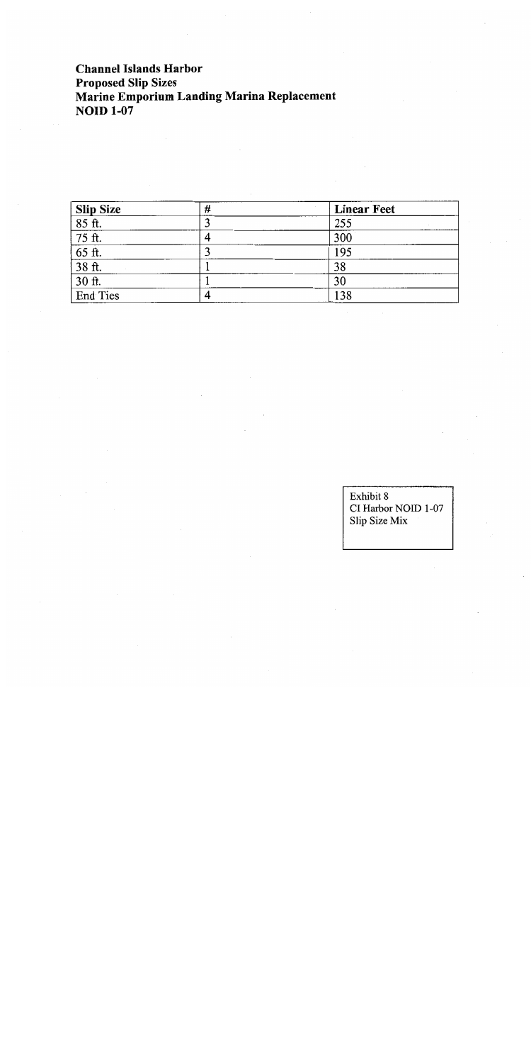**Channel Islands Harbor**
**Proposed Slip Sizes**
**Marine Emporium Landing Marina Replacement**
**NOID 1-07**

| Slip Size | # | Linear Feet |
|---|---|---|
| 85 ft. | 3 | 255 |
| 75 ft. | 4 | 300 |
| 65 ft. | 3 | 195 |
| 38 ft. | 1 | 38 |
| 30 ft. | 1 | 30 |
| End Ties | 4 | 138 |

Exhibit 8
CI Harbor NOID 1-07
Slip Size Mix